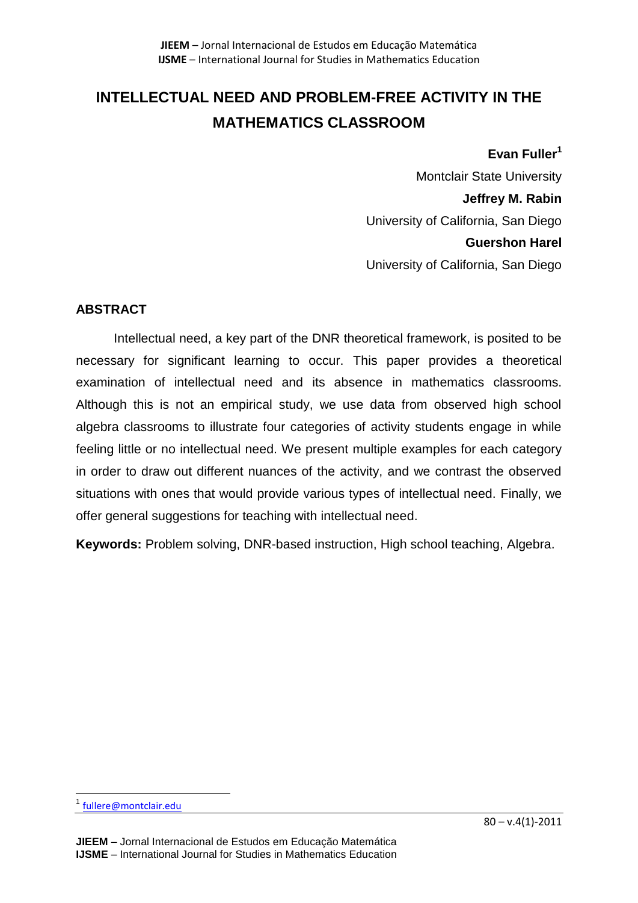# INTELLECTUAL NEED AND PROBLEM-FREE ACTIVITY IN THE MATHEMATICS CLASSROOM

**Evan Fuller**[1]
Montclair State University
**Jeffrey M. Rabin**
University of California, San Diego
**Guershon Harel**
University of California, San Diego

## ABSTRACT

Intellectual need, a key part of the DNR theoretical framework, is posited to be necessary for significant learning to occur. This paper provides a theoretical examination of intellectual need and its absence in mathematics classrooms. Although this is not an empirical study, we use data from observed high school algebra classrooms to illustrate four categories of activity students engage in while feeling little or no intellectual need. We present multiple examples for each category in order to draw out different nuances of the activity, and we contrast the observed situations with ones that would provide various types of intellectual need. Finally, we offer general suggestions for teaching with intellectual need.

**Keywords:** Problem solving, DNR-based instruction, High school teaching, Algebra.

[1] fullere@montclair.edu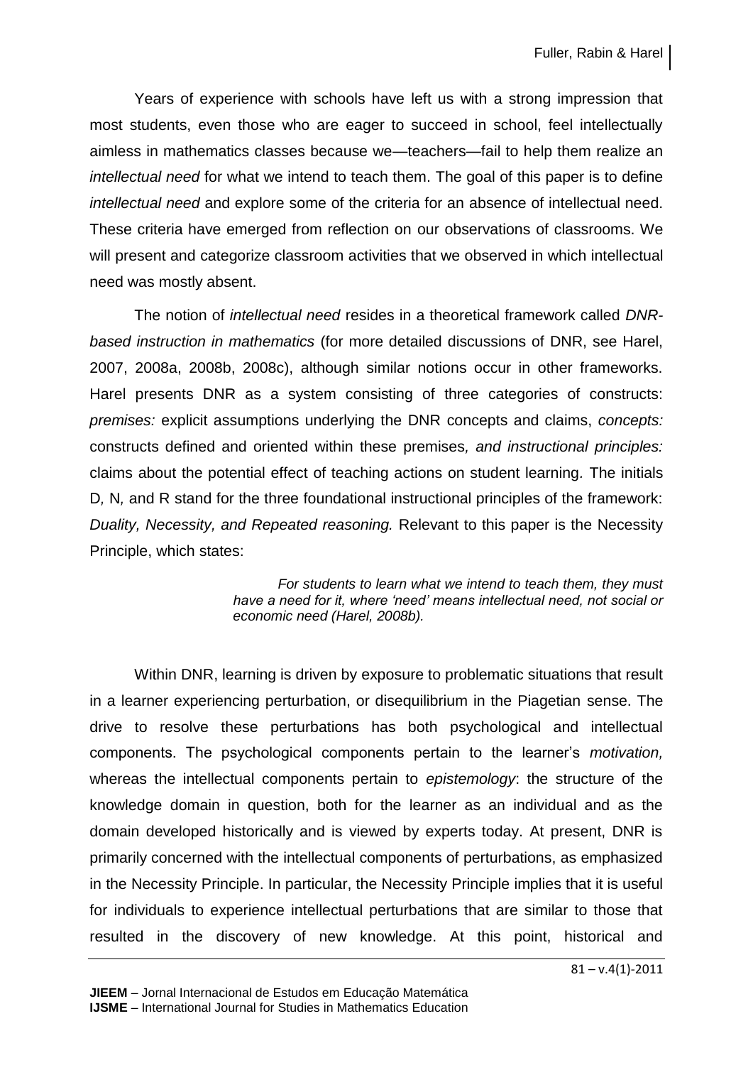Years of experience with schools have left us with a strong impression that most students, even those who are eager to succeed in school, feel intellectually aimless in mathematics classes because we—teachers—fail to help them realize an *intellectual need* for what we intend to teach them. The goal of this paper is to define *intellectual need* and explore some of the criteria for an absence of intellectual need. These criteria have emerged from reflection on our observations of classrooms. We will present and categorize classroom activities that we observed in which intellectual need was mostly absent.

The notion of *intellectual need* resides in a theoretical framework called *DNR-based instruction in mathematics* (for more detailed discussions of DNR, see Harel, 2007, 2008a, 2008b, 2008c), although similar notions occur in other frameworks. Harel presents DNR as a system consisting of three categories of constructs: *premises:* explicit assumptions underlying the DNR concepts and claims, *concepts:* constructs defined and oriented within these premises*, and instructional principles:* claims about the potential effect of teaching actions on student learning. The initials D*,* N*,* and R stand for the three foundational instructional principles of the framework: *Duality, Necessity, and Repeated reasoning.* Relevant to this paper is the Necessity Principle, which states:

> *For students to learn what we intend to teach them, they must have a need for it, where 'need' means intellectual need, not social or economic need (Harel, 2008b).*

Within DNR, learning is driven by exposure to problematic situations that result in a learner experiencing perturbation, or disequilibrium in the Piagetian sense. The drive to resolve these perturbations has both psychological and intellectual components. The psychological components pertain to the learner's *motivation,* whereas the intellectual components pertain to *epistemology*: the structure of the knowledge domain in question, both for the learner as an individual and as the domain developed historically and is viewed by experts today. At present, DNR is primarily concerned with the intellectual components of perturbations, as emphasized in the Necessity Principle. In particular, the Necessity Principle implies that it is useful for individuals to experience intellectual perturbations that are similar to those that resulted in the discovery of new knowledge. At this point, historical and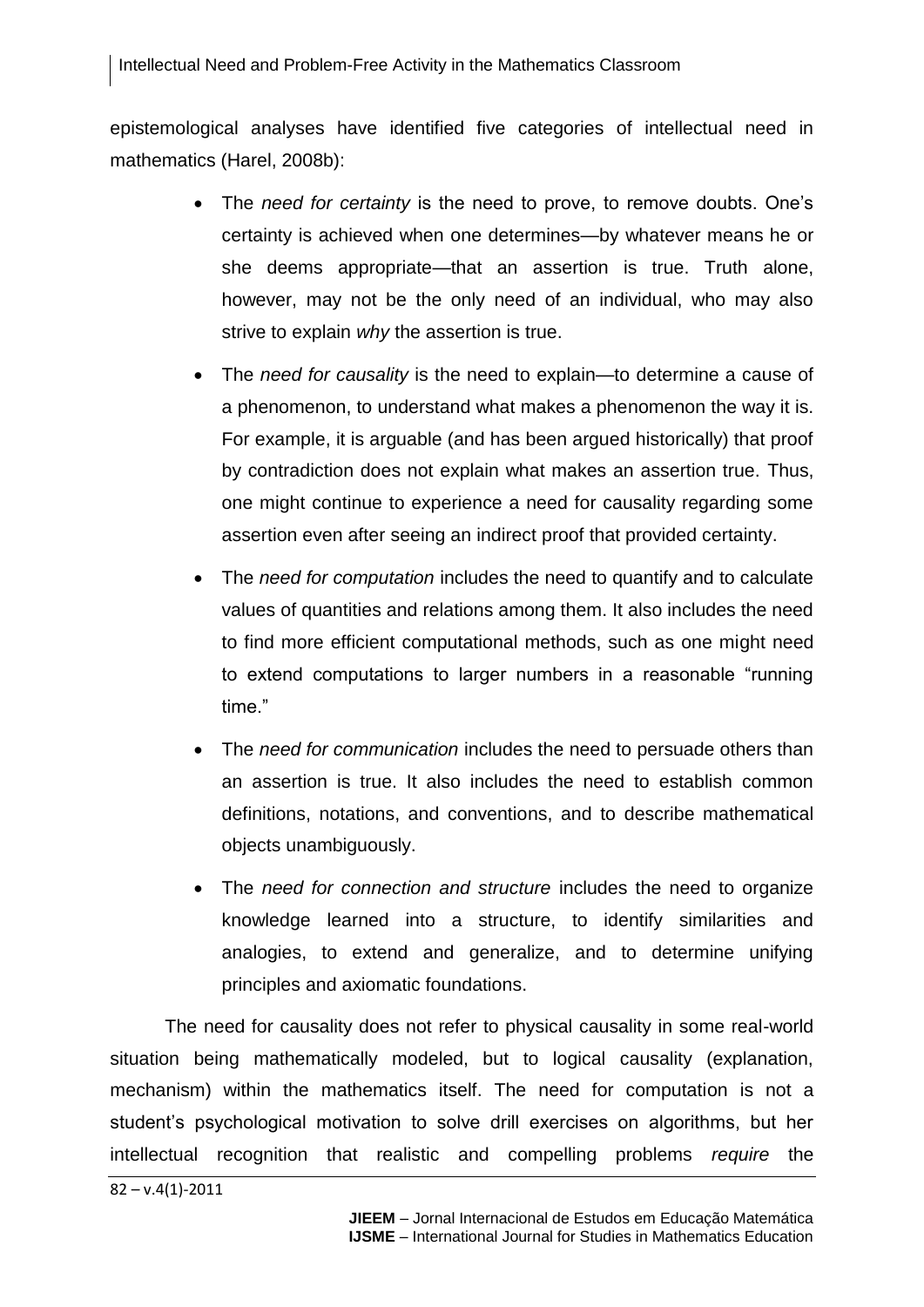epistemological analyses have identified five categories of intellectual need in mathematics (Harel, 2008b):

- The *need for certainty* is the need to prove, to remove doubts. One's certainty is achieved when one determines—by whatever means he or she deems appropriate—that an assertion is true. Truth alone, however, may not be the only need of an individual, who may also strive to explain *why* the assertion is true.
- The *need for causality* is the need to explain—to determine a cause of a phenomenon, to understand what makes a phenomenon the way it is. For example, it is arguable (and has been argued historically) that proof by contradiction does not explain what makes an assertion true. Thus, one might continue to experience a need for causality regarding some assertion even after seeing an indirect proof that provided certainty.
- The *need for computation* includes the need to quantify and to calculate values of quantities and relations among them. It also includes the need to find more efficient computational methods, such as one might need to extend computations to larger numbers in a reasonable "running time."
- The *need for communication* includes the need to persuade others than an assertion is true. It also includes the need to establish common definitions, notations, and conventions, and to describe mathematical objects unambiguously.
- The *need for connection and structure* includes the need to organize knowledge learned into a structure, to identify similarities and analogies, to extend and generalize, and to determine unifying principles and axiomatic foundations.

The need for causality does not refer to physical causality in some real-world situation being mathematically modeled, but to logical causality (explanation, mechanism) within the mathematics itself. The need for computation is not a student's psychological motivation to solve drill exercises on algorithms, but her intellectual recognition that realistic and compelling problems *require* the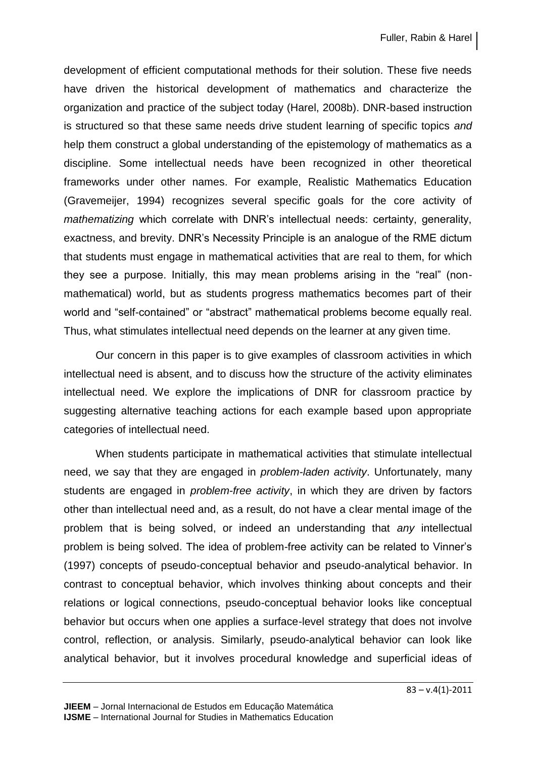development of efficient computational methods for their solution. These five needs have driven the historical development of mathematics and characterize the organization and practice of the subject today (Harel, 2008b). DNR-based instruction is structured so that these same needs drive student learning of specific topics *and* help them construct a global understanding of the epistemology of mathematics as a discipline. Some intellectual needs have been recognized in other theoretical frameworks under other names. For example, Realistic Mathematics Education (Gravemeijer, 1994) recognizes several specific goals for the core activity of *mathematizing* which correlate with DNR's intellectual needs: certainty, generality, exactness, and brevity. DNR's Necessity Principle is an analogue of the RME dictum that students must engage in mathematical activities that are real to them, for which they see a purpose. Initially, this may mean problems arising in the "real" (non-mathematical) world, but as students progress mathematics becomes part of their world and "self-contained" or "abstract" mathematical problems become equally real. Thus, what stimulates intellectual need depends on the learner at any given time.

Our concern in this paper is to give examples of classroom activities in which intellectual need is absent, and to discuss how the structure of the activity eliminates intellectual need. We explore the implications of DNR for classroom practice by suggesting alternative teaching actions for each example based upon appropriate categories of intellectual need.

When students participate in mathematical activities that stimulate intellectual need, we say that they are engaged in *problem-laden activity*. Unfortunately, many students are engaged in *problem-free activity*, in which they are driven by factors other than intellectual need and, as a result, do not have a clear mental image of the problem that is being solved, or indeed an understanding that *any* intellectual problem is being solved. The idea of problem-free activity can be related to Vinner's (1997) concepts of pseudo-conceptual behavior and pseudo-analytical behavior. In contrast to conceptual behavior, which involves thinking about concepts and their relations or logical connections, pseudo-conceptual behavior looks like conceptual behavior but occurs when one applies a surface-level strategy that does not involve control, reflection, or analysis. Similarly, pseudo-analytical behavior can look like analytical behavior, but it involves procedural knowledge and superficial ideas of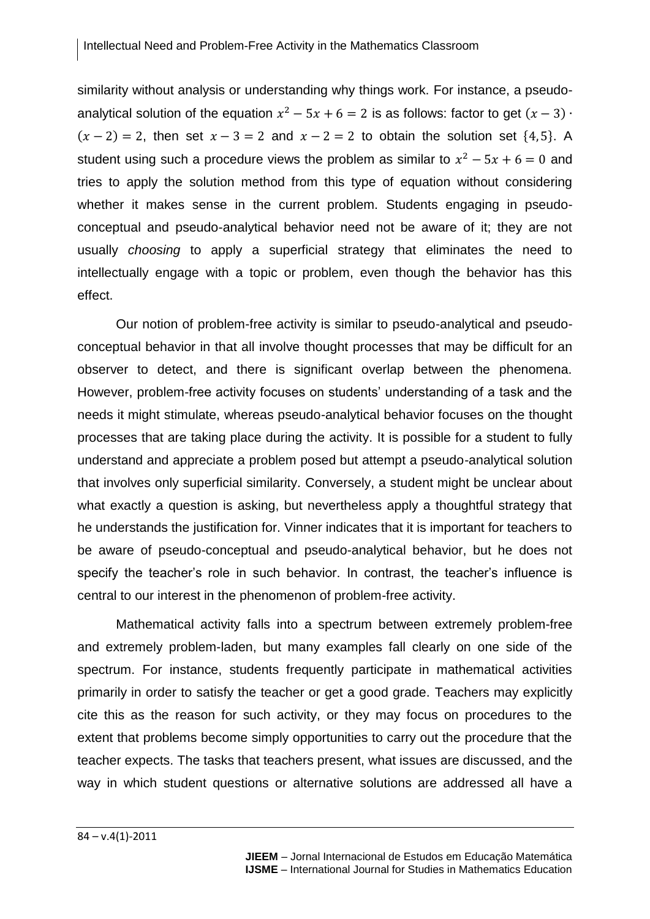similarity without analysis or understanding why things work. For instance, a pseudo-analytical solution of the equation $x^2 - 5x + 6 = 2$ is as follows: factor to get $(x-3) \cdot (x-2) = 2$, then set $x - 3 = 2$ and $x - 2 = 2$ to obtain the solution set $\{4, 5\}$. A student using such a procedure views the problem as similar to $x^2 - 5x + 6 = 0$ and tries to apply the solution method from this type of equation without considering whether it makes sense in the current problem. Students engaging in pseudo-conceptual and pseudo-analytical behavior need not be aware of it; they are not usually *choosing* to apply a superficial strategy that eliminates the need to intellectually engage with a topic or problem, even though the behavior has this effect.

Our notion of problem-free activity is similar to pseudo-analytical and pseudo-conceptual behavior in that all involve thought processes that may be difficult for an observer to detect, and there is significant overlap between the phenomena. However, problem-free activity focuses on students' understanding of a task and the needs it might stimulate, whereas pseudo-analytical behavior focuses on the thought processes that are taking place during the activity. It is possible for a student to fully understand and appreciate a problem posed but attempt a pseudo-analytical solution that involves only superficial similarity. Conversely, a student might be unclear about what exactly a question is asking, but nevertheless apply a thoughtful strategy that he understands the justification for. Vinner indicates that it is important for teachers to be aware of pseudo-conceptual and pseudo-analytical behavior, but he does not specify the teacher's role in such behavior. In contrast, the teacher's influence is central to our interest in the phenomenon of problem-free activity.

Mathematical activity falls into a spectrum between extremely problem-free and extremely problem-laden, but many examples fall clearly on one side of the spectrum. For instance, students frequently participate in mathematical activities primarily in order to satisfy the teacher or get a good grade. Teachers may explicitly cite this as the reason for such activity, or they may focus on procedures to the extent that problems become simply opportunities to carry out the procedure that the teacher expects. The tasks that teachers present, what issues are discussed, and the way in which student questions or alternative solutions are addressed all have a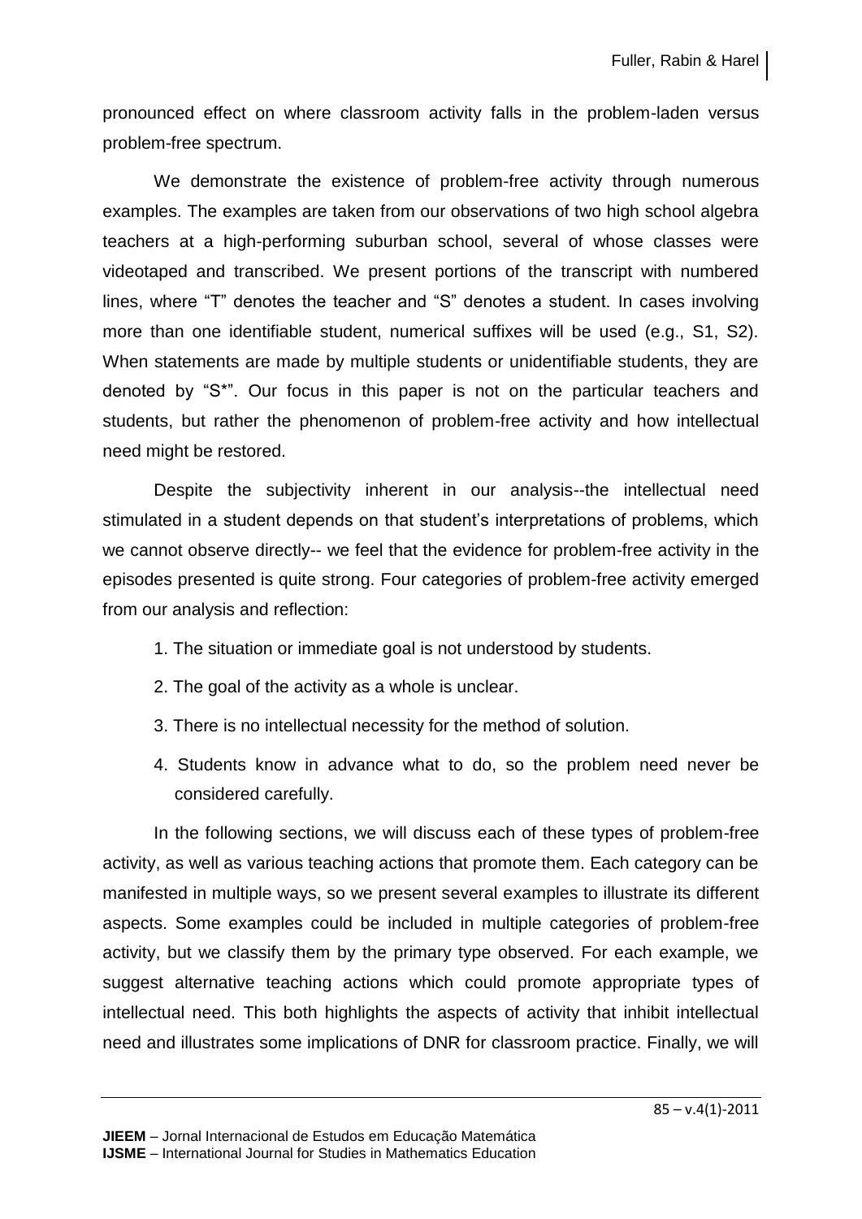pronounced effect on where classroom activity falls in the problem-laden versus problem-free spectrum.

We demonstrate the existence of problem-free activity through numerous examples. The examples are taken from our observations of two high school algebra teachers at a high-performing suburban school, several of whose classes were videotaped and transcribed. We present portions of the transcript with numbered lines, where "T" denotes the teacher and "S" denotes a student. In cases involving more than one identifiable student, numerical suffixes will be used (e.g., S1, S2). When statements are made by multiple students or unidentifiable students, they are denoted by "S*". Our focus in this paper is not on the particular teachers and students, but rather the phenomenon of problem-free activity and how intellectual need might be restored.

Despite the subjectivity inherent in our analysis--the intellectual need stimulated in a student depends on that student's interpretations of problems, which we cannot observe directly-- we feel that the evidence for problem-free activity in the episodes presented is quite strong. Four categories of problem-free activity emerged from our analysis and reflection:

1. The situation or immediate goal is not understood by students.
2. The goal of the activity as a whole is unclear.
3. There is no intellectual necessity for the method of solution.
4. Students know in advance what to do, so the problem need never be considered carefully.

In the following sections, we will discuss each of these types of problem-free activity, as well as various teaching actions that promote them. Each category can be manifested in multiple ways, so we present several examples to illustrate its different aspects. Some examples could be included in multiple categories of problem-free activity, but we classify them by the primary type observed. For each example, we suggest alternative teaching actions which could promote appropriate types of intellectual need. This both highlights the aspects of activity that inhibit intellectual need and illustrates some implications of DNR for classroom practice. Finally, we will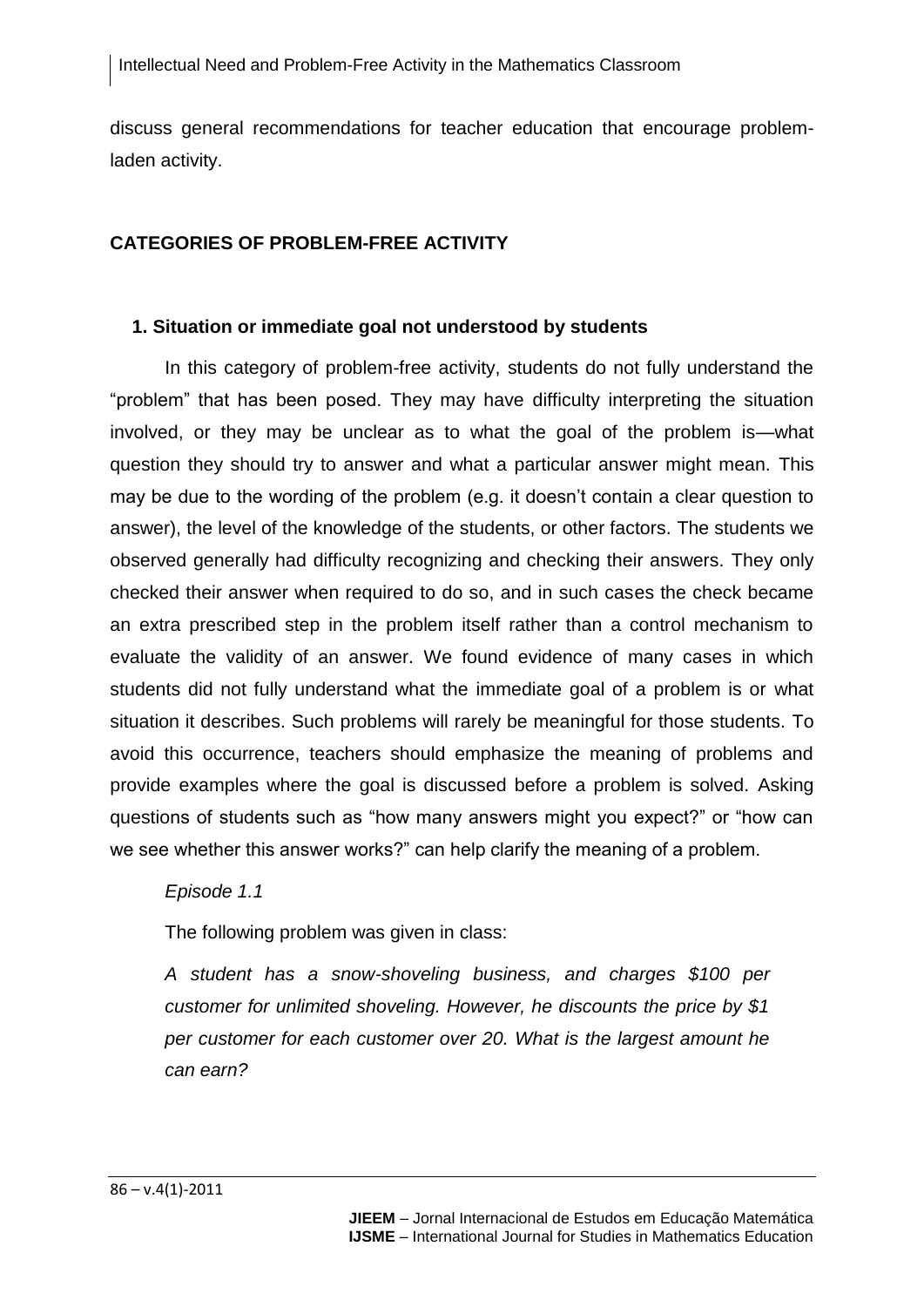discuss general recommendations for teacher education that encourage problem-laden activity.

## CATEGORIES OF PROBLEM-FREE ACTIVITY

### 1. Situation or immediate goal not understood by students

In this category of problem-free activity, students do not fully understand the "problem" that has been posed. They may have difficulty interpreting the situation involved, or they may be unclear as to what the goal of the problem is—what question they should try to answer and what a particular answer might mean. This may be due to the wording of the problem (e.g. it doesn't contain a clear question to answer), the level of the knowledge of the students, or other factors. The students we observed generally had difficulty recognizing and checking their answers. They only checked their answer when required to do so, and in such cases the check became an extra prescribed step in the problem itself rather than a control mechanism to evaluate the validity of an answer. We found evidence of many cases in which students did not fully understand what the immediate goal of a problem is or what situation it describes. Such problems will rarely be meaningful for those students. To avoid this occurrence, teachers should emphasize the meaning of problems and provide examples where the goal is discussed before a problem is solved. Asking questions of students such as "how many answers might you expect?" or "how can we see whether this answer works?" can help clarify the meaning of a problem.

*Episode 1.1*

The following problem was given in class:

*A student has a snow-shoveling business, and charges $100 per customer for unlimited shoveling. However, he discounts the price by $1 per customer for each customer over 20. What is the largest amount he can earn?*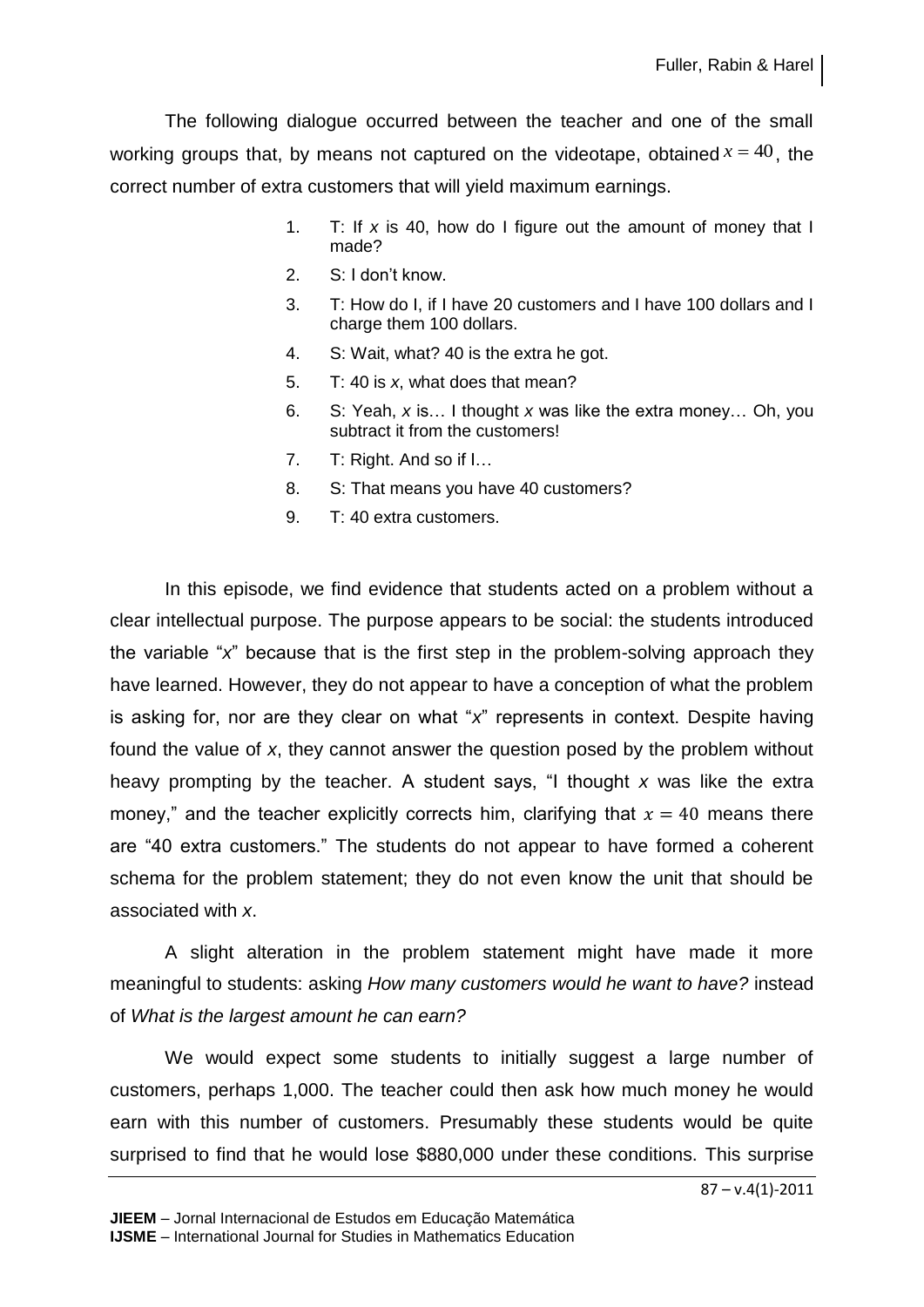The following dialogue occurred between the teacher and one of the small working groups that, by means not captured on the videotape, obtained $x = 40$, the correct number of extra customers that will yield maximum earnings.

1. T: If *x* is 40, how do I figure out the amount of money that I made?
2. S: I don't know.
3. T: How do I, if I have 20 customers and I have 100 dollars and I charge them 100 dollars.
4. S: Wait, what? 40 is the extra he got.
5. T: 40 is *x*, what does that mean?
6. S: Yeah, *x* is… I thought *x* was like the extra money… Oh, you subtract it from the customers!
7. T: Right. And so if I…
8. S: That means you have 40 customers?
9. T: 40 extra customers.

In this episode, we find evidence that students acted on a problem without a clear intellectual purpose. The purpose appears to be social: the students introduced the variable "*x*" because that is the first step in the problem-solving approach they have learned. However, they do not appear to have a conception of what the problem is asking for, nor are they clear on what "*x*" represents in context. Despite having found the value of *x*, they cannot answer the question posed by the problem without heavy prompting by the teacher. A student says, "I thought *x* was like the extra money," and the teacher explicitly corrects him, clarifying that $x = 40$ means there are "40 extra customers." The students do not appear to have formed a coherent schema for the problem statement; they do not even know the unit that should be associated with *x*.

A slight alteration in the problem statement might have made it more meaningful to students: asking *How many customers would he want to have?* instead of *What is the largest amount he can earn?*

We would expect some students to initially suggest a large number of customers, perhaps 1,000. The teacher could then ask how much money he would earn with this number of customers. Presumably these students would be quite surprised to find that he would lose \$880,000 under these conditions. This surprise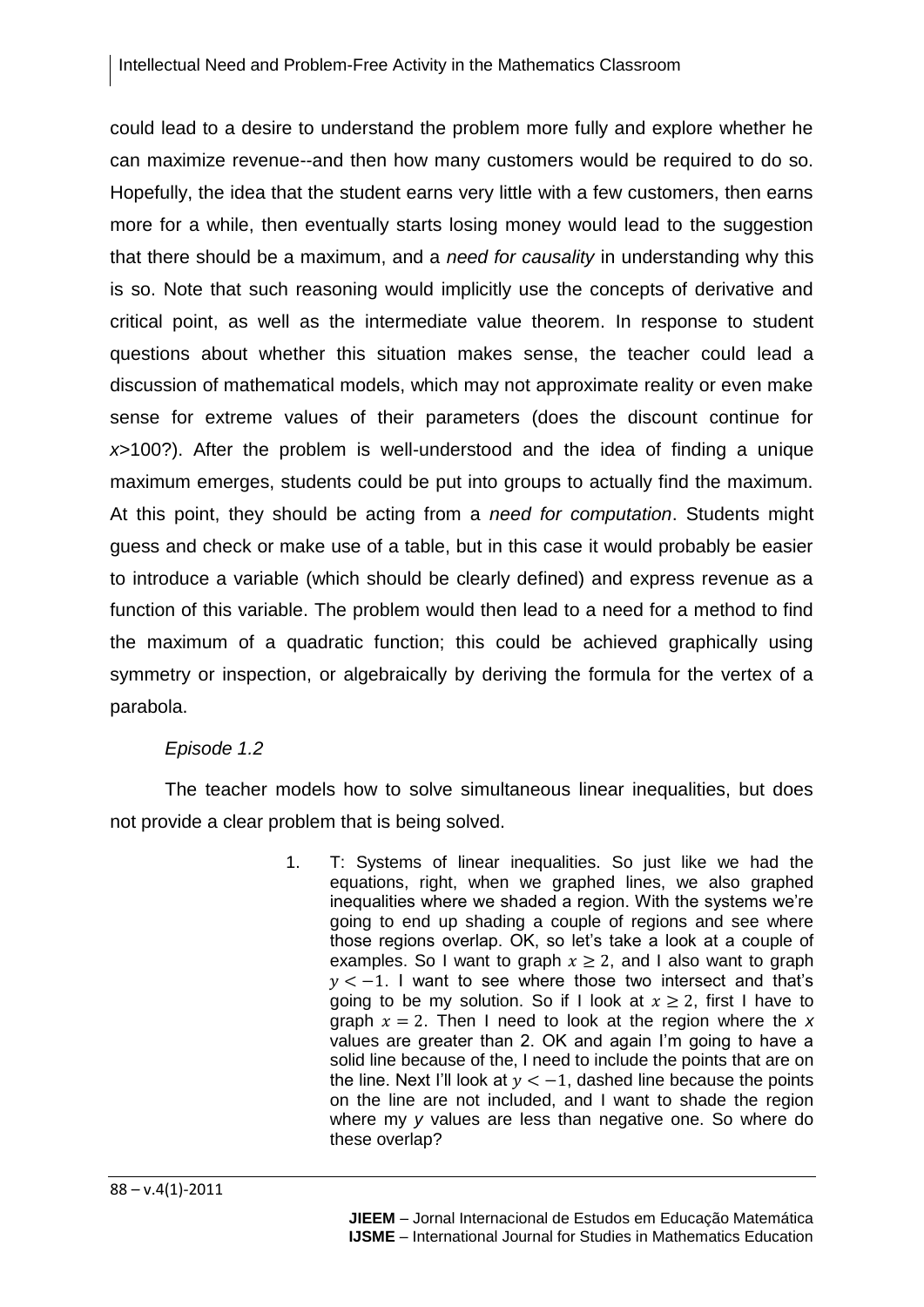could lead to a desire to understand the problem more fully and explore whether he can maximize revenue--and then how many customers would be required to do so. Hopefully, the idea that the student earns very little with a few customers, then earns more for a while, then eventually starts losing money would lead to the suggestion that there should be a maximum, and a *need for causality* in understanding why this is so. Note that such reasoning would implicitly use the concepts of derivative and critical point, as well as the intermediate value theorem. In response to student questions about whether this situation makes sense, the teacher could lead a discussion of mathematical models, which may not approximate reality or even make sense for extreme values of their parameters (does the discount continue for $x$>100?). After the problem is well-understood and the idea of finding a unique maximum emerges, students could be put into groups to actually find the maximum. At this point, they should be acting from a *need for computation*. Students might guess and check or make use of a table, but in this case it would probably be easier to introduce a variable (which should be clearly defined) and express revenue as a function of this variable. The problem would then lead to a need for a method to find the maximum of a quadratic function; this could be achieved graphically using symmetry or inspection, or algebraically by deriving the formula for the vertex of a parabola.

*Episode 1.2*

The teacher models how to solve simultaneous linear inequalities, but does not provide a clear problem that is being solved.

1. T: Systems of linear inequalities. So just like we had the equations, right, when we graphed lines, we also graphed inequalities where we shaded a region. With the systems we're going to end up shading a couple of regions and see where those regions overlap. OK, so let's take a look at a couple of examples. So I want to graph $x \geq 2$, and I also want to graph $y < -1$. I want to see where those two intersect and that's going to be my solution. So if I look at $x \geq 2$, first I have to graph $x = 2$. Then I need to look at the region where the $x$ values are greater than 2. OK and again I'm going to have a solid line because of the, I need to include the points that are on the line. Next I'll look at $y < -1$, dashed line because the points on the line are not included, and I want to shade the region where my $y$ values are less than negative one. So where do these overlap?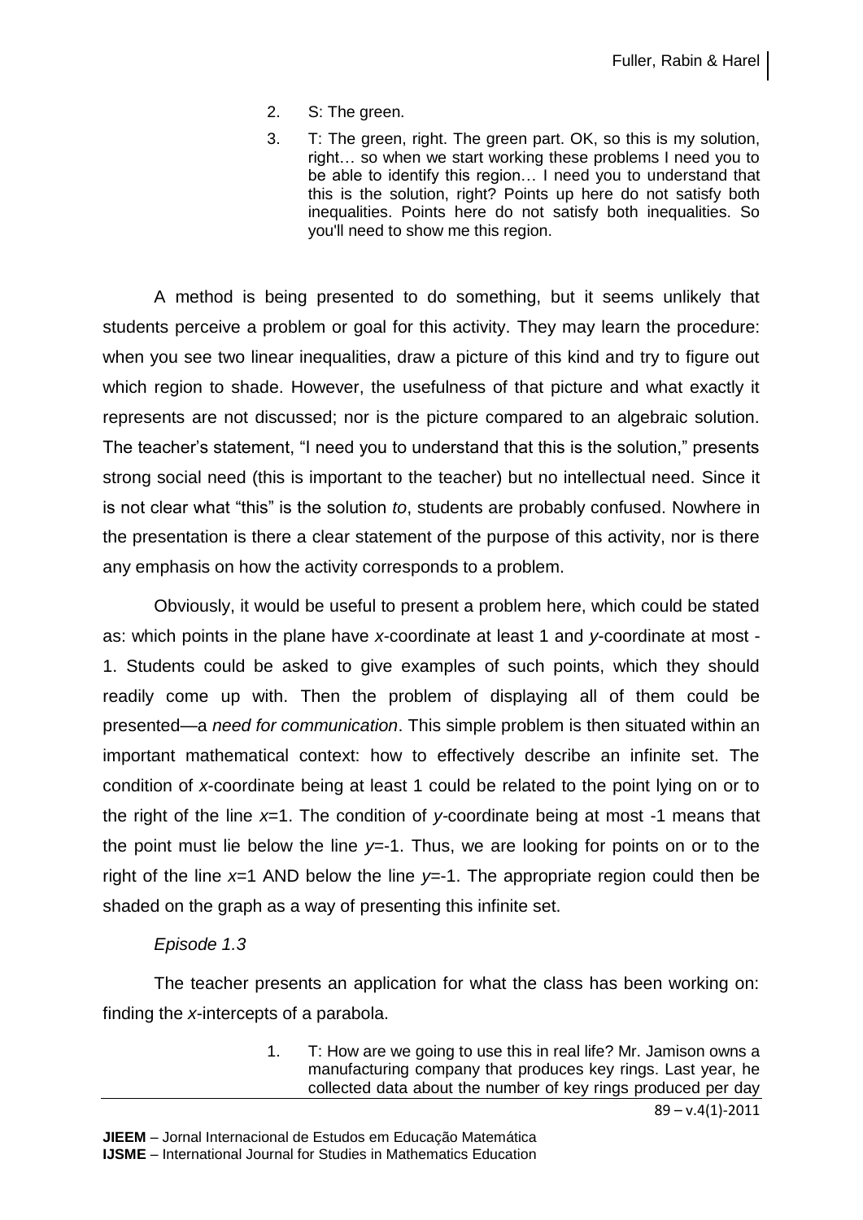2. S: The green.
3. T: The green, right. The green part. OK, so this is my solution, right… so when we start working these problems I need you to be able to identify this region… I need you to understand that this is the solution, right? Points up here do not satisfy both inequalities. Points here do not satisfy both inequalities. So you'll need to show me this region.

A method is being presented to do something, but it seems unlikely that students perceive a problem or goal for this activity. They may learn the procedure: when you see two linear inequalities, draw a picture of this kind and try to figure out which region to shade. However, the usefulness of that picture and what exactly it represents are not discussed; nor is the picture compared to an algebraic solution. The teacher's statement, "I need you to understand that this is the solution," presents strong social need (this is important to the teacher) but no intellectual need. Since it is not clear what "this" is the solution *to*, students are probably confused. Nowhere in the presentation is there a clear statement of the purpose of this activity, nor is there any emphasis on how the activity corresponds to a problem.

Obviously, it would be useful to present a problem here, which could be stated as: which points in the plane have $x$-coordinate at least 1 and $y$-coordinate at most -1. Students could be asked to give examples of such points, which they should readily come up with. Then the problem of displaying all of them could be presented—a *need for communication*. This simple problem is then situated within an important mathematical context: how to effectively describe an infinite set. The condition of $x$-coordinate being at least 1 could be related to the point lying on or to the right of the line $x$=1. The condition of $y$-coordinate being at most -1 means that the point must lie below the line $y$=-1. Thus, we are looking for points on or to the right of the line $x$=1 AND below the line $y$=-1. The appropriate region could then be shaded on the graph as a way of presenting this infinite set.

*Episode 1.3*

The teacher presents an application for what the class has been working on: finding the $x$-intercepts of a parabola.

1. T: How are we going to use this in real life? Mr. Jamison owns a manufacturing company that produces key rings. Last year, he collected data about the number of key rings produced per day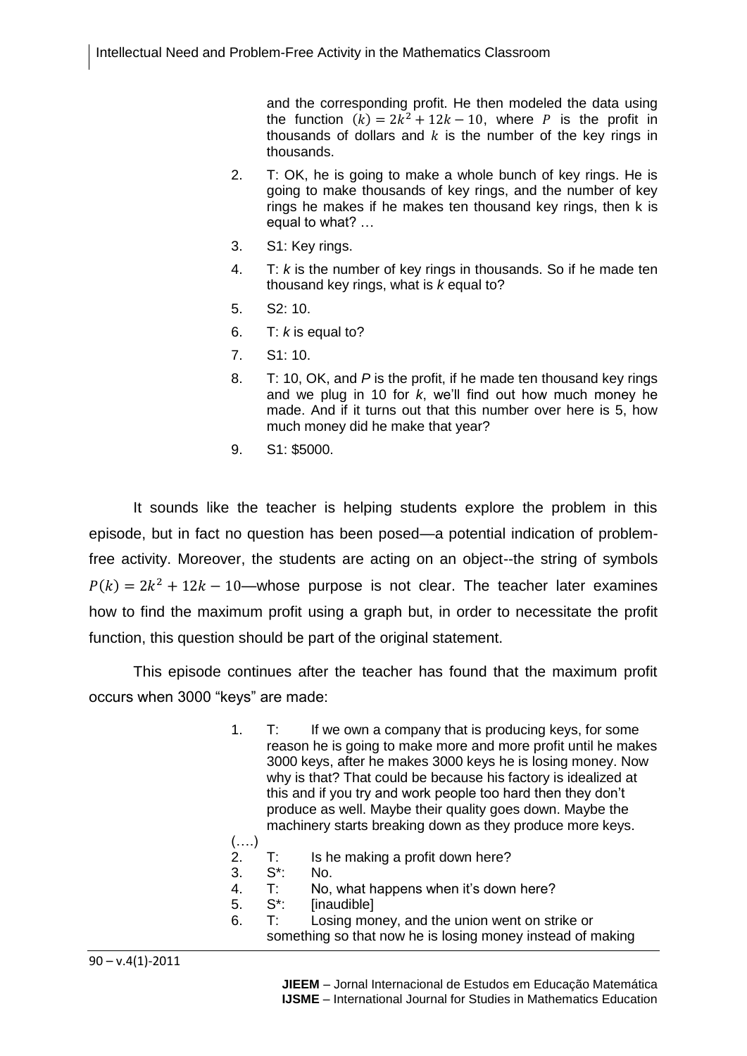and the corresponding profit. He then modeled the data using the function $(k) = 2k^2 + 12k - 10$, where $P$ is the profit in thousands of dollars and $k$ is the number of the key rings in thousands.

2. T: OK, he is going to make a whole bunch of key rings. He is going to make thousands of key rings, and the number of key rings he makes if he makes ten thousand key rings, then k is equal to what? …
3. S1: Key rings.
4. T: *k* is the number of key rings in thousands. So if he made ten thousand key rings, what is *k* equal to?
5. S2: 10.
6. T: *k* is equal to?
7. S1: 10.
8. T: 10, OK, and *P* is the profit, if he made ten thousand key rings and we plug in 10 for *k*, we'll find out how much money he made. And if it turns out that this number over here is 5, how much money did he make that year?
9. S1: $5000.

It sounds like the teacher is helping students explore the problem in this episode, but in fact no question has been posed—a potential indication of problem-free activity. Moreover, the students are acting on an object--the string of symbols $P(k) = 2k^2 + 12k - 10$—whose purpose is not clear. The teacher later examines how to find the maximum profit using a graph but, in order to necessitate the profit function, this question should be part of the original statement.

This episode continues after the teacher has found that the maximum profit occurs when 3000 "keys" are made:

1. T: If we own a company that is producing keys, for some reason he is going to make more and more profit until he makes 3000 keys, after he makes 3000 keys he is losing money. Now why is that? That could be because his factory is idealized at this and if you try and work people too hard then they don't produce as well. Maybe their quality goes down. Maybe the machinery starts breaking down as they produce more keys.

(….)

2. T: Is he making a profit down here?
3. S*: No.
4. T: No, what happens when it's down here?
5. S*: [inaudible]
6. T: Losing money, and the union went on strike or something so that now he is losing money instead of making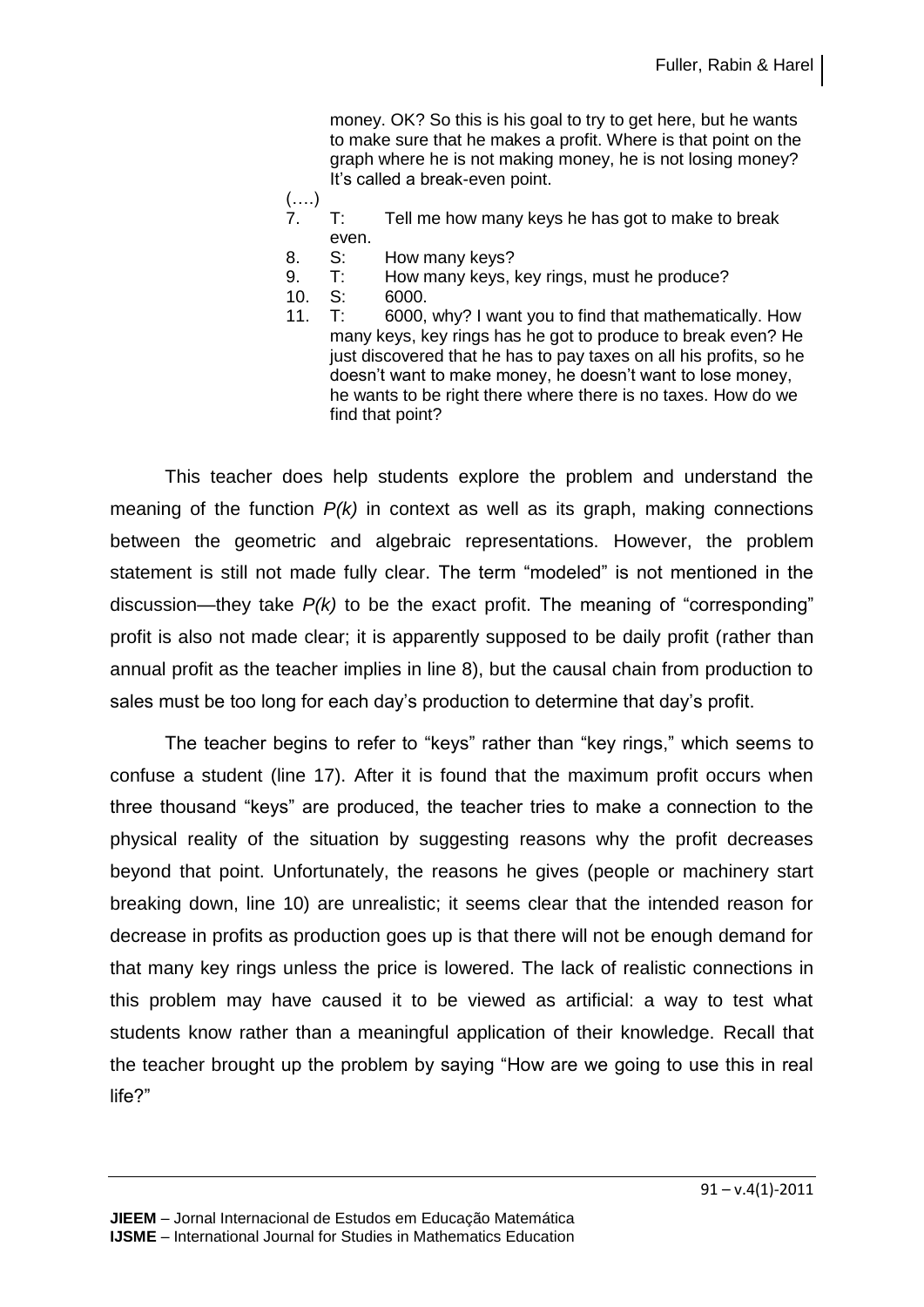money. OK? So this is his goal to try to get here, but he wants to make sure that he makes a profit. Where is that point on the graph where he is not making money, he is not losing money? It's called a break-even point.

(….)

7. T: Tell me how many keys he has got to make to break even.
8. S: How many keys?
9. T: How many keys, key rings, must he produce?
10. S: 6000.
11. T: 6000, why? I want you to find that mathematically. How many keys, key rings has he got to produce to break even? He just discovered that he has to pay taxes on all his profits, so he doesn't want to make money, he doesn't want to lose money, he wants to be right there where there is no taxes. How do we find that point?

This teacher does help students explore the problem and understand the meaning of the function *P(k)* in context as well as its graph, making connections between the geometric and algebraic representations. However, the problem statement is still not made fully clear. The term "modeled" is not mentioned in the discussion—they take *P(k)* to be the exact profit. The meaning of "corresponding" profit is also not made clear; it is apparently supposed to be daily profit (rather than annual profit as the teacher implies in line 8), but the causal chain from production to sales must be too long for each day's production to determine that day's profit.

The teacher begins to refer to "keys" rather than "key rings," which seems to confuse a student (line 17). After it is found that the maximum profit occurs when three thousand "keys" are produced, the teacher tries to make a connection to the physical reality of the situation by suggesting reasons why the profit decreases beyond that point. Unfortunately, the reasons he gives (people or machinery start breaking down, line 10) are unrealistic; it seems clear that the intended reason for decrease in profits as production goes up is that there will not be enough demand for that many key rings unless the price is lowered. The lack of realistic connections in this problem may have caused it to be viewed as artificial: a way to test what students know rather than a meaningful application of their knowledge. Recall that the teacher brought up the problem by saying "How are we going to use this in real life?"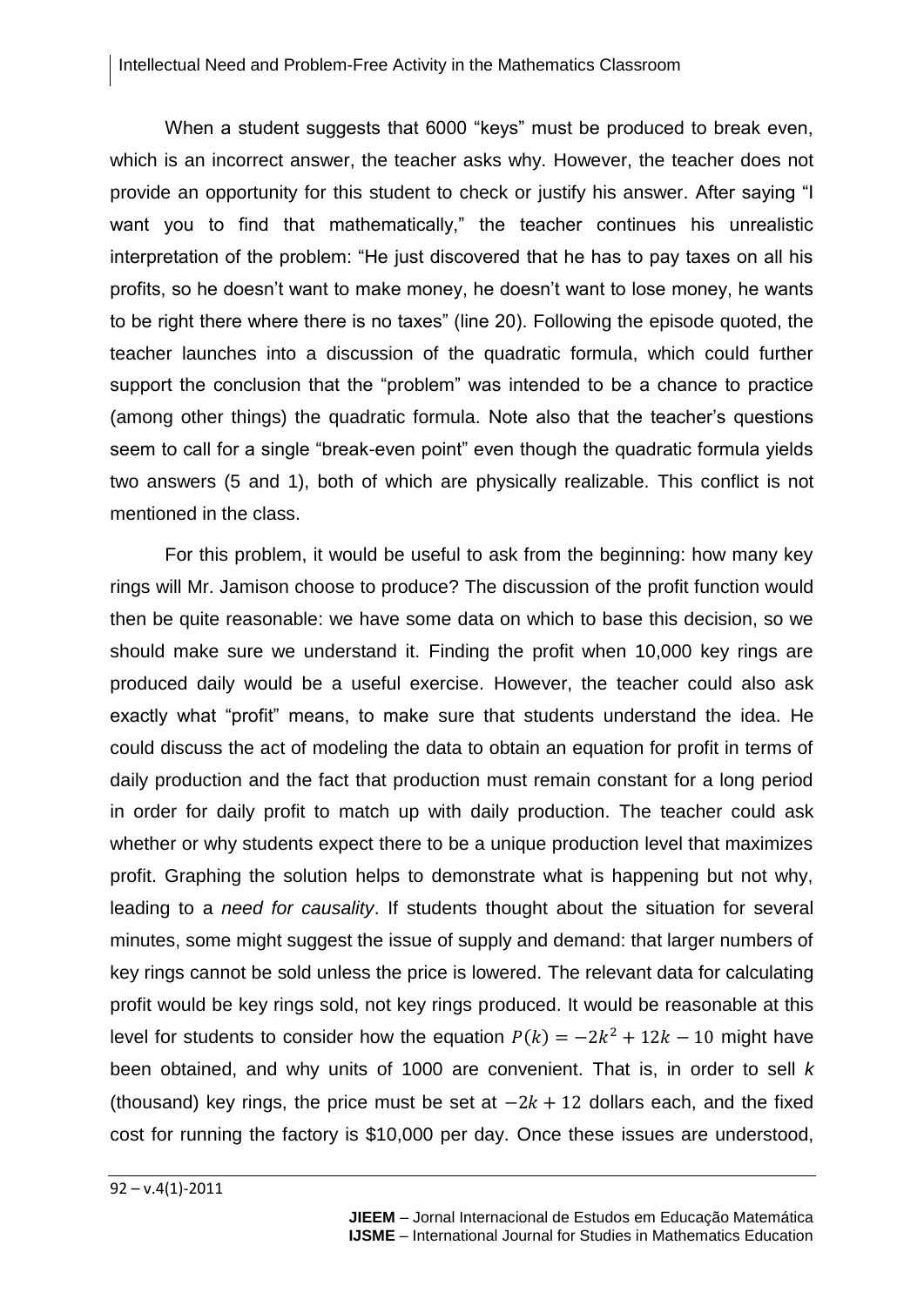When a student suggests that 6000 “keys” must be produced to break even, which is an incorrect answer, the teacher asks why. However, the teacher does not provide an opportunity for this student to check or justify his answer. After saying “I want you to find that mathematically,” the teacher continues his unrealistic interpretation of the problem: “He just discovered that he has to pay taxes on all his profits, so he doesn’t want to make money, he doesn’t want to lose money, he wants to be right there where there is no taxes” (line 20). Following the episode quoted, the teacher launches into a discussion of the quadratic formula, which could further support the conclusion that the “problem” was intended to be a chance to practice (among other things) the quadratic formula. Note also that the teacher’s questions seem to call for a single “break-even point” even though the quadratic formula yields two answers (5 and 1), both of which are physically realizable. This conflict is not mentioned in the class.

For this problem, it would be useful to ask from the beginning: how many key rings will Mr. Jamison choose to produce? The discussion of the profit function would then be quite reasonable: we have some data on which to base this decision, so we should make sure we understand it. Finding the profit when 10,000 key rings are produced daily would be a useful exercise. However, the teacher could also ask exactly what “profit” means, to make sure that students understand the idea. He could discuss the act of modeling the data to obtain an equation for profit in terms of daily production and the fact that production must remain constant for a long period in order for daily profit to match up with daily production. The teacher could ask whether or why students expect there to be a unique production level that maximizes profit. Graphing the solution helps to demonstrate what is happening but not why, leading to a *need for causality*. If students thought about the situation for several minutes, some might suggest the issue of supply and demand: that larger numbers of key rings cannot be sold unless the price is lowered. The relevant data for calculating profit would be key rings sold, not key rings produced. It would be reasonable at this level for students to consider how the equation $P(k) = -2k^2 + 12k - 10$ might have been obtained, and why units of 1000 are convenient. That is, in order to sell *k* (thousand) key rings, the price must be set at $-2k + 12$ dollars each, and the fixed cost for running the factory is \$10,000 per day. Once these issues are understood,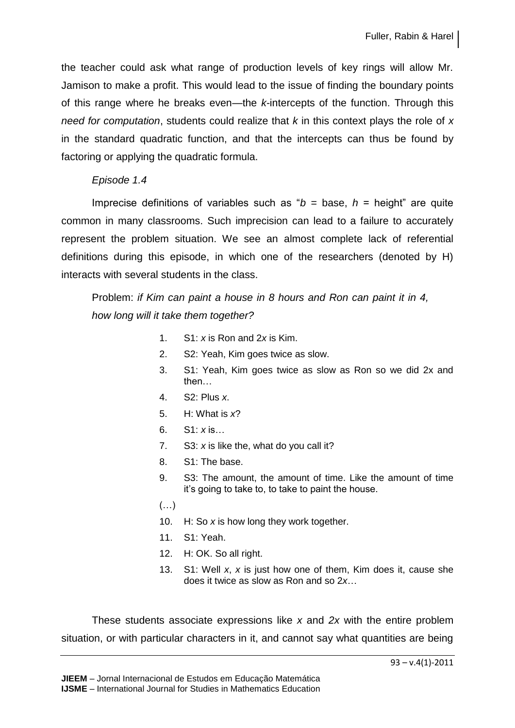the teacher could ask what range of production levels of key rings will allow Mr. Jamison to make a profit. This would lead to the issue of finding the boundary points of this range where he breaks even—the $k$-intercepts of the function. Through this *need for computation*, students could realize that $k$ in this context plays the role of $x$ in the standard quadratic function, and that the intercepts can thus be found by factoring or applying the quadratic formula.

*Episode 1.4*

Imprecise definitions of variables such as "$b$ = base, $h$ = height" are quite common in many classrooms. Such imprecision can lead to a failure to accurately represent the problem situation. We see an almost complete lack of referential definitions during this episode, in which one of the researchers (denoted by H) interacts with several students in the class.

Problem: *if Kim can paint a house in 8 hours and Ron can paint it in 4, how long will it take them together?*

1. S1: $x$ is Ron and $2x$ is Kim.
2. S2: Yeah, Kim goes twice as slow.
3. S1: Yeah, Kim goes twice as slow as Ron so we did 2x and then…
4. S2: Plus $x$.
5. H: What is $x$?
6. S1: $x$ is…
7. S3: $x$ is like the, what do you call it?
8. S1: The base.
9. S3: The amount, the amount of time. Like the amount of time it's going to take to, to take to paint the house.

(…)

10. H: So $x$ is how long they work together.
11. S1: Yeah.
12. H: OK. So all right.
13. S1: Well $x$, $x$ is just how one of them, Kim does it, cause she does it twice as slow as Ron and so $2x$…

These students associate expressions like $x$ and $2x$ with the entire problem situation, or with particular characters in it, and cannot say what quantities are being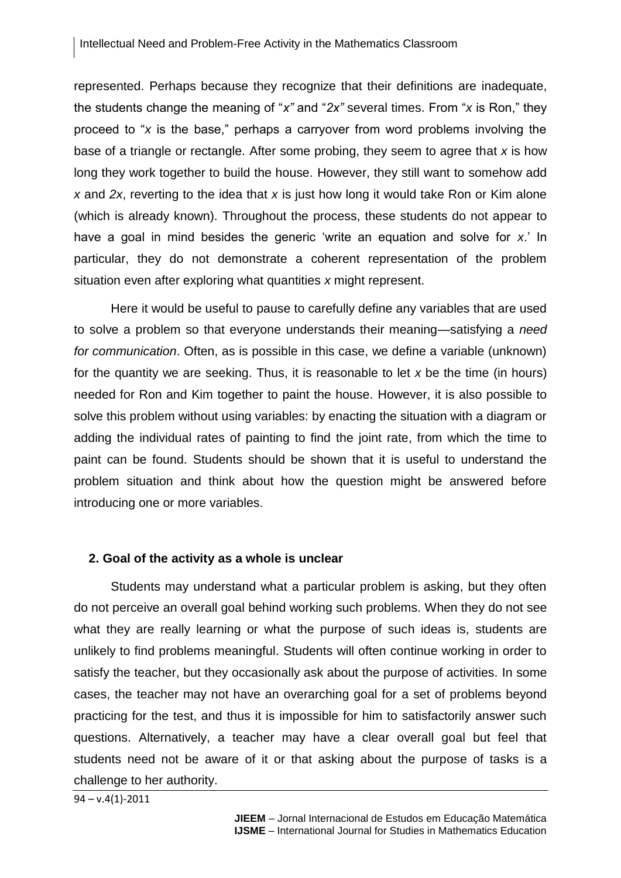represented. Perhaps because they recognize that their definitions are inadequate, the students change the meaning of "$x$" and "$2x$" several times. From "$x$ is Ron," they proceed to "$x$ is the base," perhaps a carryover from word problems involving the base of a triangle or rectangle. After some probing, they seem to agree that $x$ is how long they work together to build the house. However, they still want to somehow add $x$ and $2x$, reverting to the idea that $x$ is just how long it would take Ron or Kim alone (which is already known). Throughout the process, these students do not appear to have a goal in mind besides the generic 'write an equation and solve for $x$.' In particular, they do not demonstrate a coherent representation of the problem situation even after exploring what quantities $x$ might represent.

Here it would be useful to pause to carefully define any variables that are used to solve a problem so that everyone understands their meaning—satisfying a *need for communication*. Often, as is possible in this case, we define a variable (unknown) for the quantity we are seeking. Thus, it is reasonable to let $x$ be the time (in hours) needed for Ron and Kim together to paint the house. However, it is also possible to solve this problem without using variables: by enacting the situation with a diagram or adding the individual rates of painting to find the joint rate, from which the time to paint can be found. Students should be shown that it is useful to understand the problem situation and think about how the question might be answered before introducing one or more variables.

**2. Goal of the activity as a whole is unclear**

Students may understand what a particular problem is asking, but they often do not perceive an overall goal behind working such problems. When they do not see what they are really learning or what the purpose of such ideas is, students are unlikely to find problems meaningful. Students will often continue working in order to satisfy the teacher, but they occasionally ask about the purpose of activities. In some cases, the teacher may not have an overarching goal for a set of problems beyond practicing for the test, and thus it is impossible for him to satisfactorily answer such questions. Alternatively, a teacher may have a clear overall goal but feel that students need not be aware of it or that asking about the purpose of tasks is a challenge to her authority.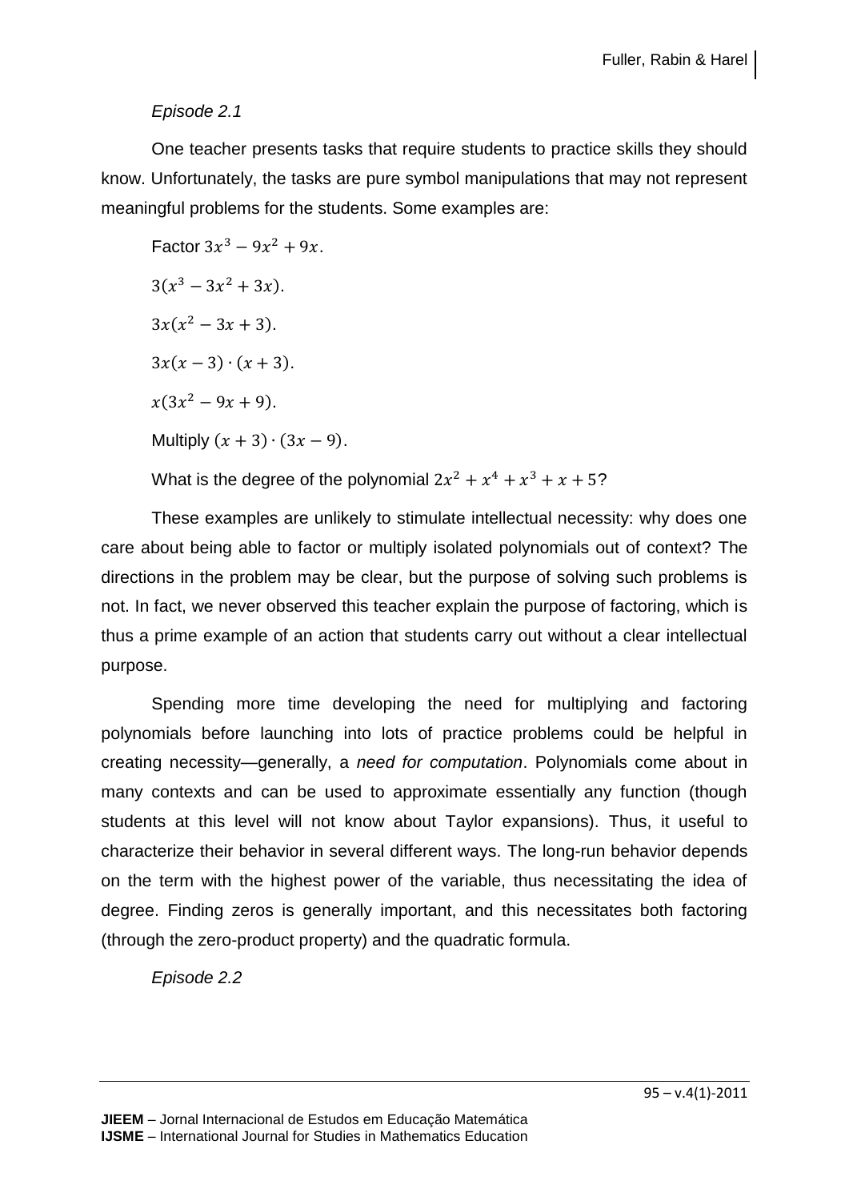*Episode 2.1*

One teacher presents tasks that require students to practice skills they should know. Unfortunately, the tasks are pure symbol manipulations that may not represent meaningful problems for the students. Some examples are:

Factor $3x^3 - 9x^2 + 9x$.

$3(x^3 - 3x^2 + 3x)$.

$3x(x^2 - 3x + 3)$.

$3x(x - 3) \cdot (x + 3)$.

$x(3x^2 - 9x + 9)$.

Multiply $(x + 3) \cdot (3x - 9)$.

What is the degree of the polynomial $2x^2 + x^4 + x^3 + x + 5$?

These examples are unlikely to stimulate intellectual necessity: why does one care about being able to factor or multiply isolated polynomials out of context? The directions in the problem may be clear, but the purpose of solving such problems is not. In fact, we never observed this teacher explain the purpose of factoring, which is thus a prime example of an action that students carry out without a clear intellectual purpose.

Spending more time developing the need for multiplying and factoring polynomials before launching into lots of practice problems could be helpful in creating necessity—generally, a *need for computation*. Polynomials come about in many contexts and can be used to approximate essentially any function (though students at this level will not know about Taylor expansions). Thus, it useful to characterize their behavior in several different ways. The long-run behavior depends on the term with the highest power of the variable, thus necessitating the idea of degree. Finding zeros is generally important, and this necessitates both factoring (through the zero-product property) and the quadratic formula.

*Episode 2.2*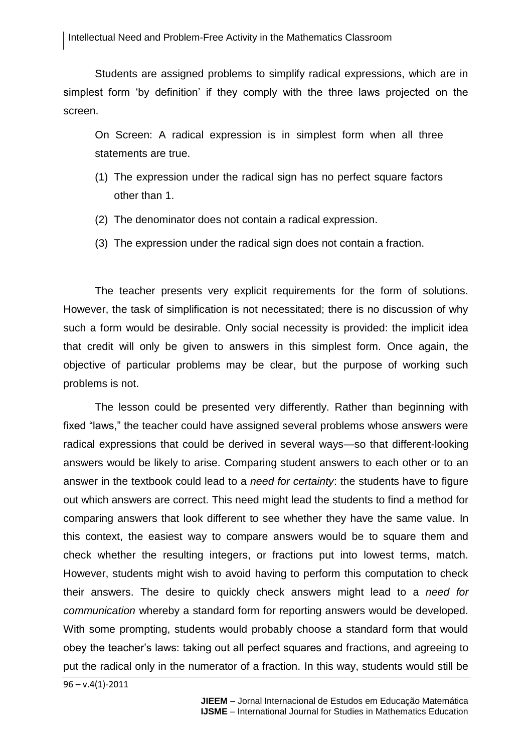Students are assigned problems to simplify radical expressions, which are in simplest form 'by definition' if they comply with the three laws projected on the screen.

> On Screen: A radical expression is in simplest form when all three statements are true.
>
> (1) The expression under the radical sign has no perfect square factors other than 1.
>
> (2) The denominator does not contain a radical expression.
>
> (3) The expression under the radical sign does not contain a fraction.

The teacher presents very explicit requirements for the form of solutions. However, the task of simplification is not necessitated; there is no discussion of why such a form would be desirable. Only social necessity is provided: the implicit idea that credit will only be given to answers in this simplest form. Once again, the objective of particular problems may be clear, but the purpose of working such problems is not.

The lesson could be presented very differently. Rather than beginning with fixed "laws," the teacher could have assigned several problems whose answers were radical expressions that could be derived in several ways—so that different-looking answers would be likely to arise. Comparing student answers to each other or to an answer in the textbook could lead to a *need for certainty*: the students have to figure out which answers are correct. This need might lead the students to find a method for comparing answers that look different to see whether they have the same value. In this context, the easiest way to compare answers would be to square them and check whether the resulting integers, or fractions put into lowest terms, match. However, students might wish to avoid having to perform this computation to check their answers. The desire to quickly check answers might lead to a *need for communication* whereby a standard form for reporting answers would be developed. With some prompting, students would probably choose a standard form that would obey the teacher's laws: taking out all perfect squares and fractions, and agreeing to put the radical only in the numerator of a fraction. In this way, students would still be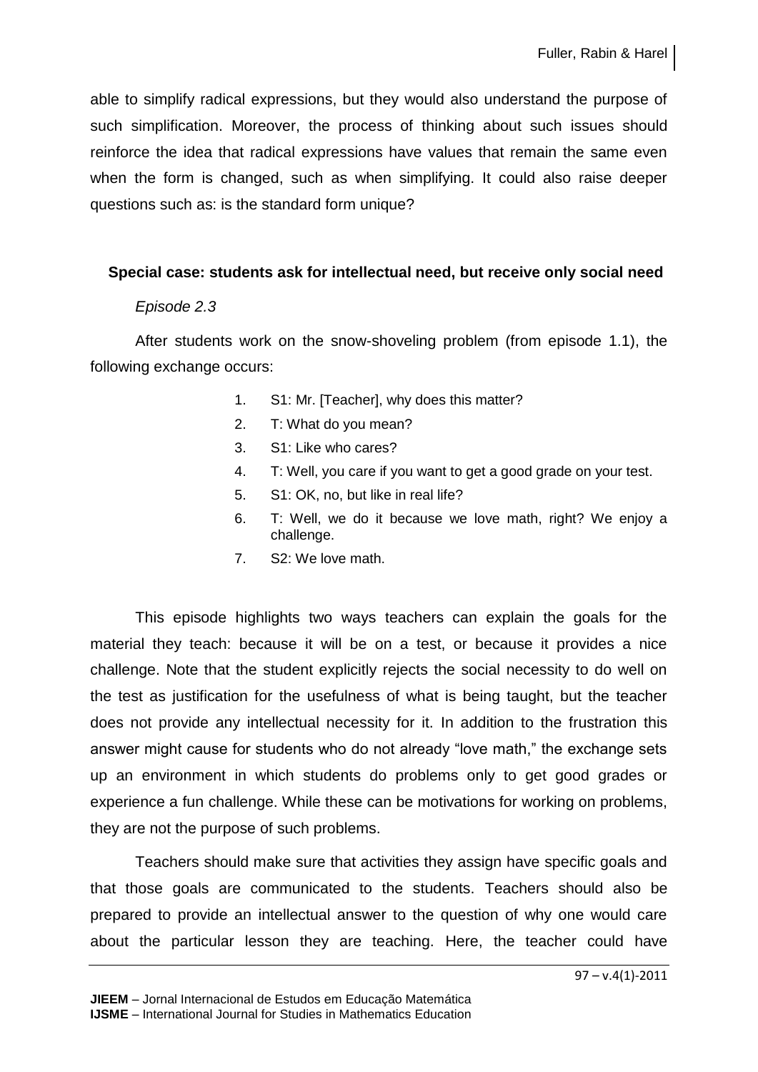able to simplify radical expressions, but they would also understand the purpose of such simplification. Moreover, the process of thinking about such issues should reinforce the idea that radical expressions have values that remain the same even when the form is changed, such as when simplifying. It could also raise deeper questions such as: is the standard form unique?

**Special case: students ask for intellectual need, but receive only social need**

*Episode 2.3*

After students work on the snow-shoveling problem (from episode 1.1), the following exchange occurs:

1. S1: Mr. [Teacher], why does this matter?
2. T: What do you mean?
3. S1: Like who cares?
4. T: Well, you care if you want to get a good grade on your test.
5. S1: OK, no, but like in real life?
6. T: Well, we do it because we love math, right? We enjoy a challenge.
7. S2: We love math.

This episode highlights two ways teachers can explain the goals for the material they teach: because it will be on a test, or because it provides a nice challenge. Note that the student explicitly rejects the social necessity to do well on the test as justification for the usefulness of what is being taught, but the teacher does not provide any intellectual necessity for it. In addition to the frustration this answer might cause for students who do not already "love math," the exchange sets up an environment in which students do problems only to get good grades or experience a fun challenge. While these can be motivations for working on problems, they are not the purpose of such problems.

Teachers should make sure that activities they assign have specific goals and that those goals are communicated to the students. Teachers should also be prepared to provide an intellectual answer to the question of why one would care about the particular lesson they are teaching. Here, the teacher could have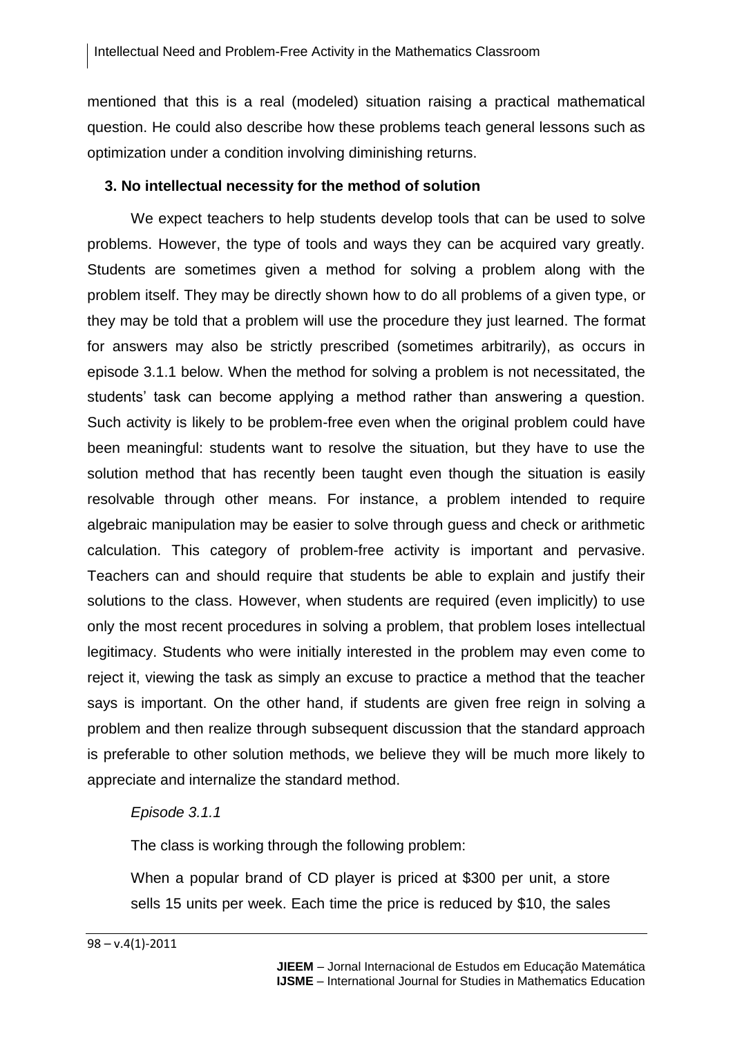mentioned that this is a real (modeled) situation raising a practical mathematical question. He could also describe how these problems teach general lessons such as optimization under a condition involving diminishing returns.

### 3. No intellectual necessity for the method of solution

We expect teachers to help students develop tools that can be used to solve problems. However, the type of tools and ways they can be acquired vary greatly. Students are sometimes given a method for solving a problem along with the problem itself. They may be directly shown how to do all problems of a given type, or they may be told that a problem will use the procedure they just learned. The format for answers may also be strictly prescribed (sometimes arbitrarily), as occurs in episode 3.1.1 below. When the method for solving a problem is not necessitated, the students' task can become applying a method rather than answering a question. Such activity is likely to be problem-free even when the original problem could have been meaningful: students want to resolve the situation, but they have to use the solution method that has recently been taught even though the situation is easily resolvable through other means. For instance, a problem intended to require algebraic manipulation may be easier to solve through guess and check or arithmetic calculation. This category of problem-free activity is important and pervasive. Teachers can and should require that students be able to explain and justify their solutions to the class. However, when students are required (even implicitly) to use only the most recent procedures in solving a problem, that problem loses intellectual legitimacy. Students who were initially interested in the problem may even come to reject it, viewing the task as simply an excuse to practice a method that the teacher says is important. On the other hand, if students are given free reign in solving a problem and then realize through subsequent discussion that the standard approach is preferable to other solution methods, we believe they will be much more likely to appreciate and internalize the standard method.

*Episode 3.1.1*

The class is working through the following problem:

When a popular brand of CD player is priced at \$300 per unit, a store sells 15 units per week. Each time the price is reduced by \$10, the sales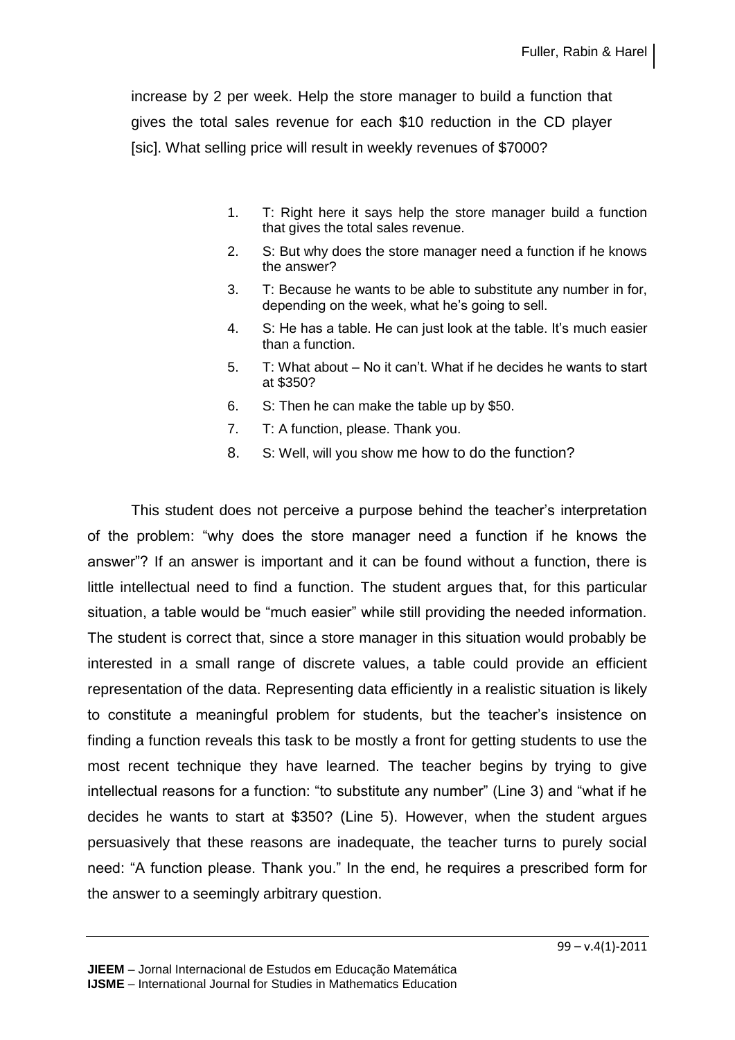increase by 2 per week. Help the store manager to build a function that gives the total sales revenue for each $10 reduction in the CD player [sic]. What selling price will result in weekly revenues of $7000?

1. T: Right here it says help the store manager build a function that gives the total sales revenue.
2. S: But why does the store manager need a function if he knows the answer?
3. T: Because he wants to be able to substitute any number in for, depending on the week, what he's going to sell.
4. S: He has a table. He can just look at the table. It's much easier than a function.
5. T: What about – No it can't. What if he decides he wants to start at $350?
6. S: Then he can make the table up by $50.
7. T: A function, please. Thank you.
8. S: Well, will you show me how to do the function?

This student does not perceive a purpose behind the teacher's interpretation of the problem: "why does the store manager need a function if he knows the answer"? If an answer is important and it can be found without a function, there is little intellectual need to find a function. The student argues that, for this particular situation, a table would be "much easier" while still providing the needed information. The student is correct that, since a store manager in this situation would probably be interested in a small range of discrete values, a table could provide an efficient representation of the data. Representing data efficiently in a realistic situation is likely to constitute a meaningful problem for students, but the teacher's insistence on finding a function reveals this task to be mostly a front for getting students to use the most recent technique they have learned. The teacher begins by trying to give intellectual reasons for a function: "to substitute any number" (Line 3) and "what if he decides he wants to start at $350? (Line 5). However, when the student argues persuasively that these reasons are inadequate, the teacher turns to purely social need: "A function please. Thank you." In the end, he requires a prescribed form for the answer to a seemingly arbitrary question.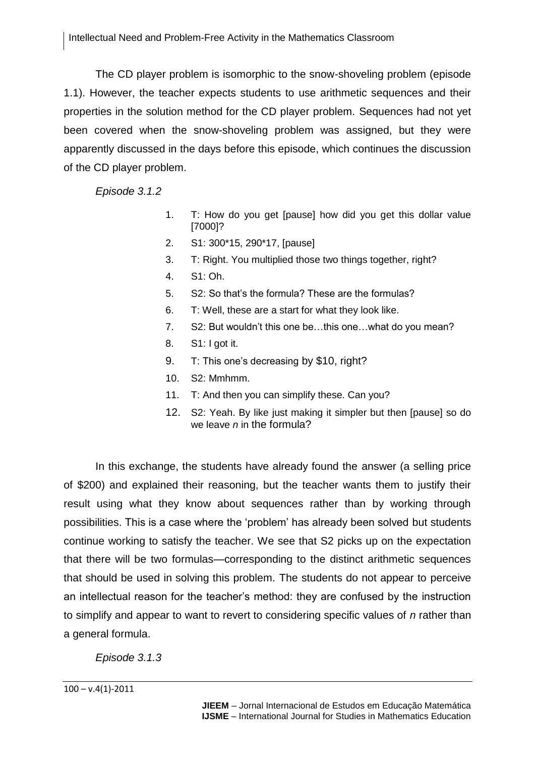The CD player problem is isomorphic to the snow-shoveling problem (episode 1.1). However, the teacher expects students to use arithmetic sequences and their properties in the solution method for the CD player problem. Sequences had not yet been covered when the snow-shoveling problem was assigned, but they were apparently discussed in the days before this episode, which continues the discussion of the CD player problem.

*Episode 3.1.2*

1. T: How do you get [pause] how did you get this dollar value [7000]?
2. S1: 300*15, 290*17, [pause]
3. T: Right. You multiplied those two things together, right?
4. S1: Oh.
5. S2: So that's the formula? These are the formulas?
6. T: Well, these are a start for what they look like.
7. S2: But wouldn't this one be…this one…what do you mean?
8. S1: I got it.
9. T: This one's decreasing by $10, right?
10. S2: Mmhmm.
11. T: And then you can simplify these. Can you?
12. S2: Yeah. By like just making it simpler but then [pause] so do we leave $n$ in the formula?

In this exchange, the students have already found the answer (a selling price of $200) and explained their reasoning, but the teacher wants them to justify their result using what they know about sequences rather than by working through possibilities. This is a case where the 'problem' has already been solved but students continue working to satisfy the teacher. We see that S2 picks up on the expectation that there will be two formulas—corresponding to the distinct arithmetic sequences that should be used in solving this problem. The students do not appear to perceive an intellectual reason for the teacher's method: they are confused by the instruction to simplify and appear to want to revert to considering specific values of $n$ rather than a general formula.

*Episode 3.1.3*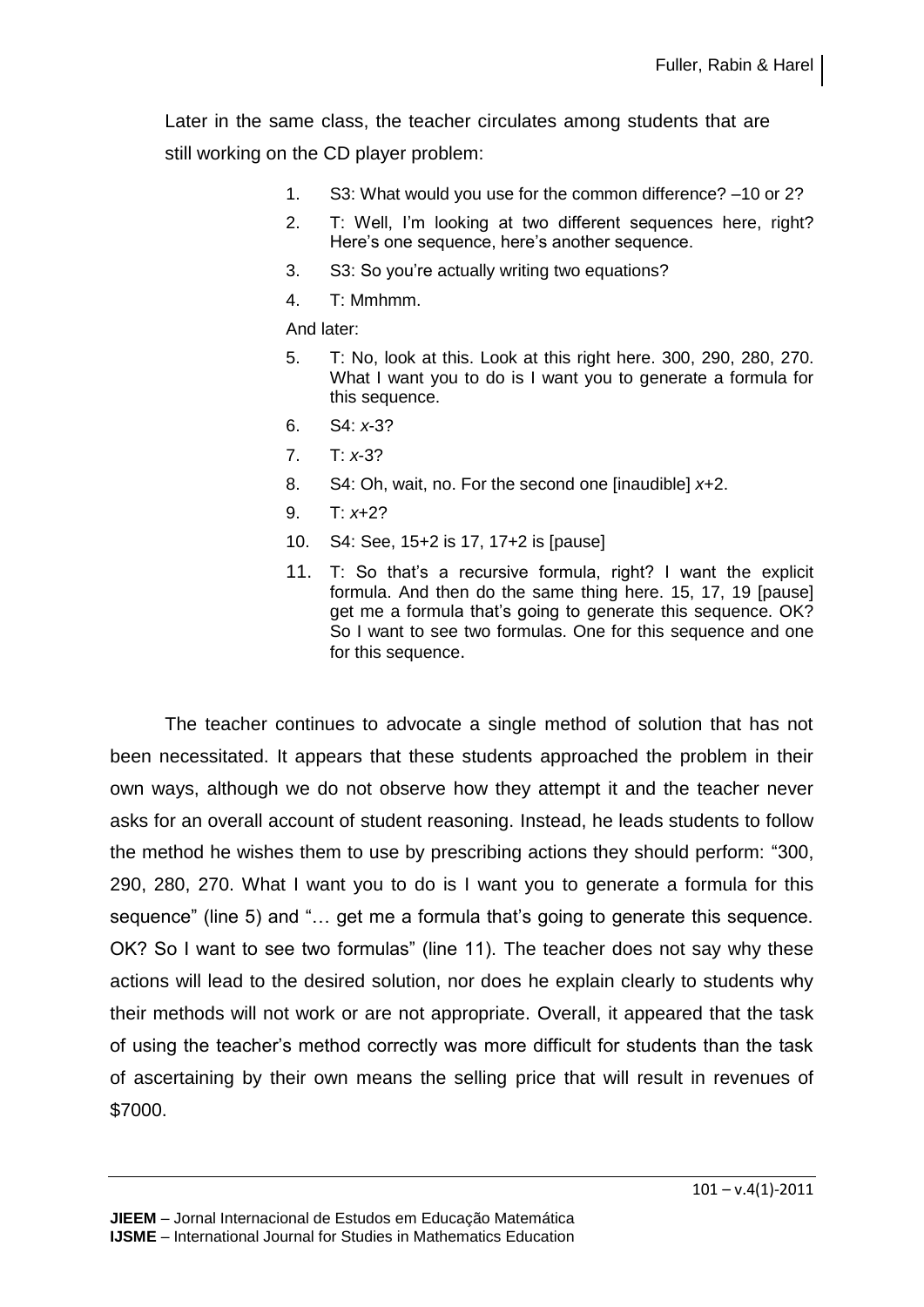Later in the same class, the teacher circulates among students that are still working on the CD player problem:

1. S3: What would you use for the common difference? –10 or 2?
2. T: Well, I'm looking at two different sequences here, right? Here's one sequence, here's another sequence.
3. S3: So you're actually writing two equations?
4. T: Mmhmm.

And later:

5. T: No, look at this. Look at this right here. 300, 290, 280, 270. What I want you to do is I want you to generate a formula for this sequence.
6. S4: $x$-3?
7. T: $x$-3?
8. S4: Oh, wait, no. For the second one [inaudible] $x$+2.
9. T: $x$+2?
10. S4: See, 15+2 is 17, 17+2 is [pause]
11. T: So that's a recursive formula, right? I want the explicit formula. And then do the same thing here. 15, 17, 19 [pause] get me a formula that's going to generate this sequence. OK? So I want to see two formulas. One for this sequence and one for this sequence.

The teacher continues to advocate a single method of solution that has not been necessitated. It appears that these students approached the problem in their own ways, although we do not observe how they attempt it and the teacher never asks for an overall account of student reasoning. Instead, he leads students to follow the method he wishes them to use by prescribing actions they should perform: "300, 290, 280, 270. What I want you to do is I want you to generate a formula for this sequence" (line 5) and "… get me a formula that's going to generate this sequence. OK? So I want to see two formulas" (line 11). The teacher does not say why these actions will lead to the desired solution, nor does he explain clearly to students why their methods will not work or are not appropriate. Overall, it appeared that the task of using the teacher's method correctly was more difficult for students than the task of ascertaining by their own means the selling price that will result in revenues of \$7000.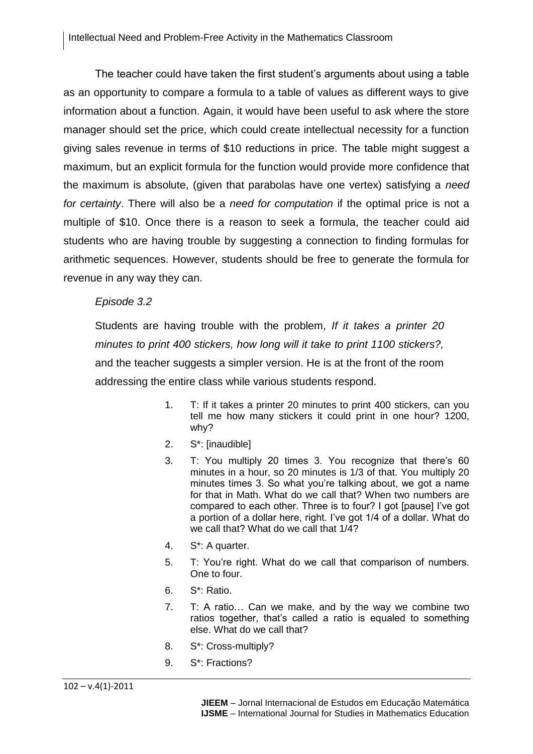The teacher could have taken the first student's arguments about using a table as an opportunity to compare a formula to a table of values as different ways to give information about a function. Again, it would have been useful to ask where the store manager should set the price, which could create intellectual necessity for a function giving sales revenue in terms of $10 reductions in price. The table might suggest a maximum, but an explicit formula for the function would provide more confidence that the maximum is absolute, (given that parabolas have one vertex) satisfying a *need for certainty*. There will also be a *need for computation* if the optimal price is not a multiple of $10. Once there is a reason to seek a formula, the teacher could aid students who are having trouble by suggesting a connection to finding formulas for arithmetic sequences. However, students should be free to generate the formula for revenue in any way they can.

*Episode 3.2*

Students are having trouble with the problem, *If it takes a printer 20 minutes to print 400 stickers, how long will it take to print 1100 stickers?,* and the teacher suggests a simpler version. He is at the front of the room addressing the entire class while various students respond.

1. T: If it takes a printer 20 minutes to print 400 stickers, can you tell me how many stickers it could print in one hour? 1200, why?
2. S*: [inaudible]
3. T: You multiply 20 times 3. You recognize that there's 60 minutes in a hour, so 20 minutes is 1/3 of that. You multiply 20 minutes times 3. So what you're talking about, we got a name for that in Math. What do we call that? When two numbers are compared to each other. Three is to four? I got [pause] I've got a portion of a dollar here, right. I've got 1/4 of a dollar. What do we call that? What do we call that 1/4?
4. S*: A quarter.
5. T: You're right. What do we call that comparison of numbers. One to four.
6. S*: Ratio.
7. T: A ratio… Can we make, and by the way we combine two ratios together, that's called a ratio is equaled to something else. What do we call that?
8. S*: Cross-multiply?
9. S*: Fractions?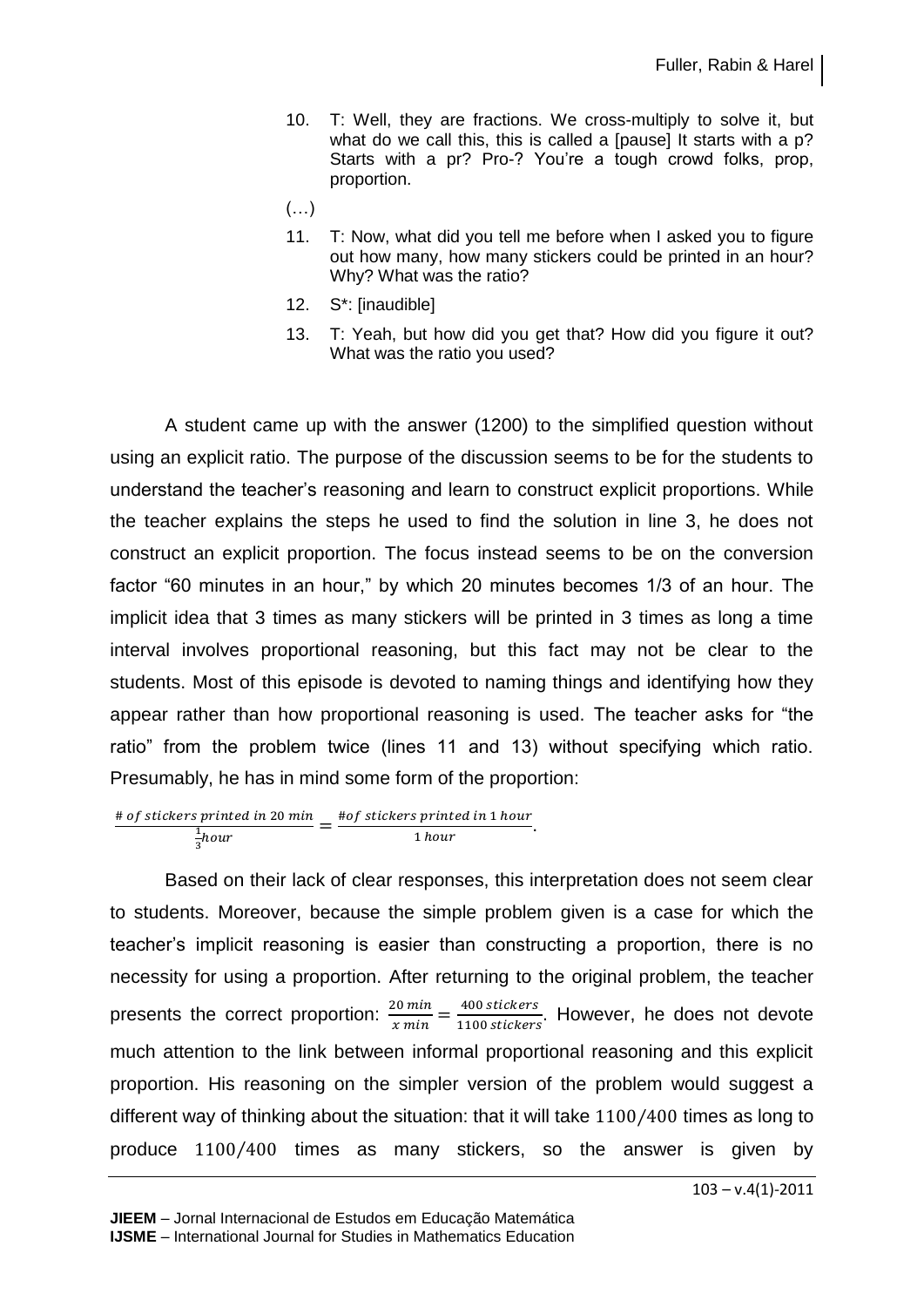10. T: Well, they are fractions. We cross-multiply to solve it, but what do we call this, this is called a [pause] It starts with a p? Starts with a pr? Pro-? You're a tough crowd folks, prop, proportion.

(…)

11. T: Now, what did you tell me before when I asked you to figure out how many, how many stickers could be printed in an hour? Why? What was the ratio?
12. S*: [inaudible]
13. T: Yeah, but how did you get that? How did you figure it out? What was the ratio you used?

A student came up with the answer (1200) to the simplified question without using an explicit ratio. The purpose of the discussion seems to be for the students to understand the teacher's reasoning and learn to construct explicit proportions. While the teacher explains the steps he used to find the solution in line 3, he does not construct an explicit proportion. The focus instead seems to be on the conversion factor "60 minutes in an hour," by which 20 minutes becomes 1/3 of an hour. The implicit idea that 3 times as many stickers will be printed in 3 times as long a time interval involves proportional reasoning, but this fact may not be clear to the students. Most of this episode is devoted to naming things and identifying how they appear rather than how proportional reasoning is used. The teacher asks for "the ratio" from the problem twice (lines 11 and 13) without specifying which ratio. Presumably, he has in mind some form of the proportion:

$$\frac{\#\ of\ stickers\ printed\ in\ 20\ min}{\frac{1}{3}hour} = \frac{\#of\ stickers\ printed\ in\ 1\ hour}{1\ hour}.$$

Based on their lack of clear responses, this interpretation does not seem clear to students. Moreover, because the simple problem given is a case for which the teacher's implicit reasoning is easier than constructing a proportion, there is no necessity for using a proportion. After returning to the original problem, the teacher presents the correct proportion: $\frac{20\ min}{x\ min} = \frac{400\ stickers}{1100\ stickers}$. However, he does not devote much attention to the link between informal proportional reasoning and this explicit proportion. His reasoning on the simpler version of the problem would suggest a different way of thinking about the situation: that it will take $1100/400$ times as long to produce $1100/400$ times as many stickers, so the answer is given by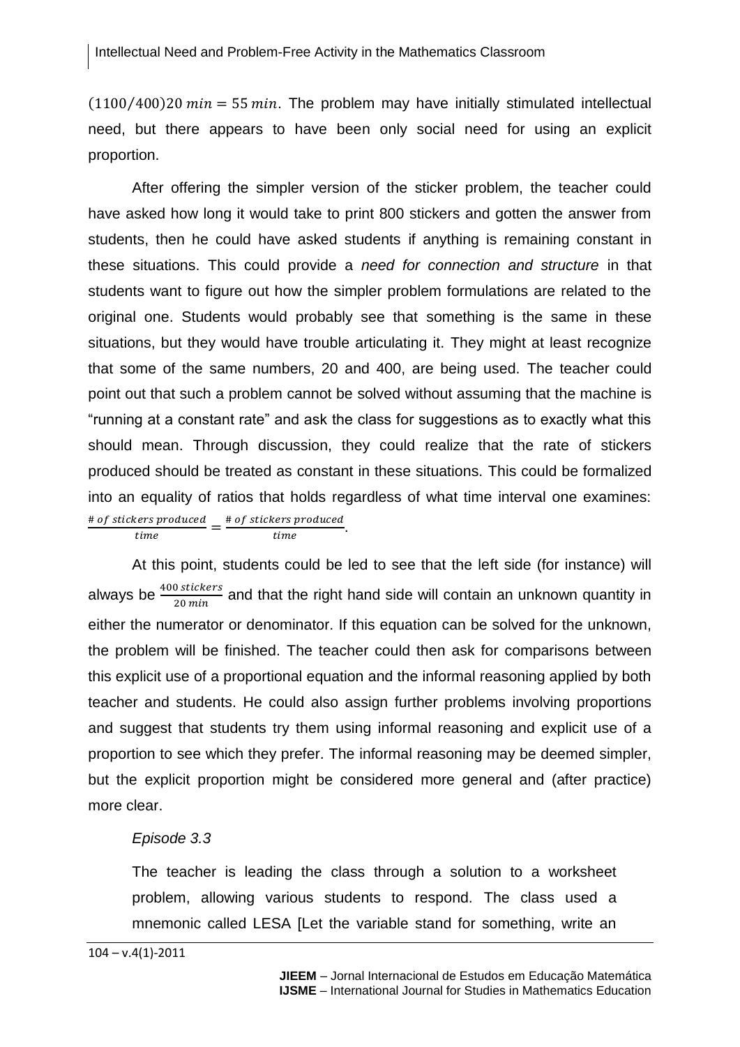$(1100/400)20\ min = 55\ min$. The problem may have initially stimulated intellectual need, but there appears to have been only social need for using an explicit proportion.

After offering the simpler version of the sticker problem, the teacher could have asked how long it would take to print 800 stickers and gotten the answer from students, then he could have asked students if anything is remaining constant in these situations. This could provide a *need for connection and structure* in that students want to figure out how the simpler problem formulations are related to the original one. Students would probably see that something is the same in these situations, but they would have trouble articulating it. They might at least recognize that some of the same numbers, 20 and 400, are being used. The teacher could point out that such a problem cannot be solved without assuming that the machine is "running at a constant rate" and ask the class for suggestions as to exactly what this should mean. Through discussion, they could realize that the rate of stickers produced should be treated as constant in these situations. This could be formalized into an equality of ratios that holds regardless of what time interval one examines: $\frac{\#\ of\ stickers\ produced}{time} = \frac{\#\ of\ stickers\ produced}{time}$.

At this point, students could be led to see that the left side (for instance) will always be $\frac{400\ stickers}{20\ min}$ and that the right hand side will contain an unknown quantity in either the numerator or denominator. If this equation can be solved for the unknown, the problem will be finished. The teacher could then ask for comparisons between this explicit use of a proportional equation and the informal reasoning applied by both teacher and students. He could also assign further problems involving proportions and suggest that students try them using informal reasoning and explicit use of a proportion to see which they prefer. The informal reasoning may be deemed simpler, but the explicit proportion might be considered more general and (after practice) more clear.

*Episode 3.3*

> The teacher is leading the class through a solution to a worksheet problem, allowing various students to respond. The class used a mnemonic called LESA [Let the variable stand for something, write an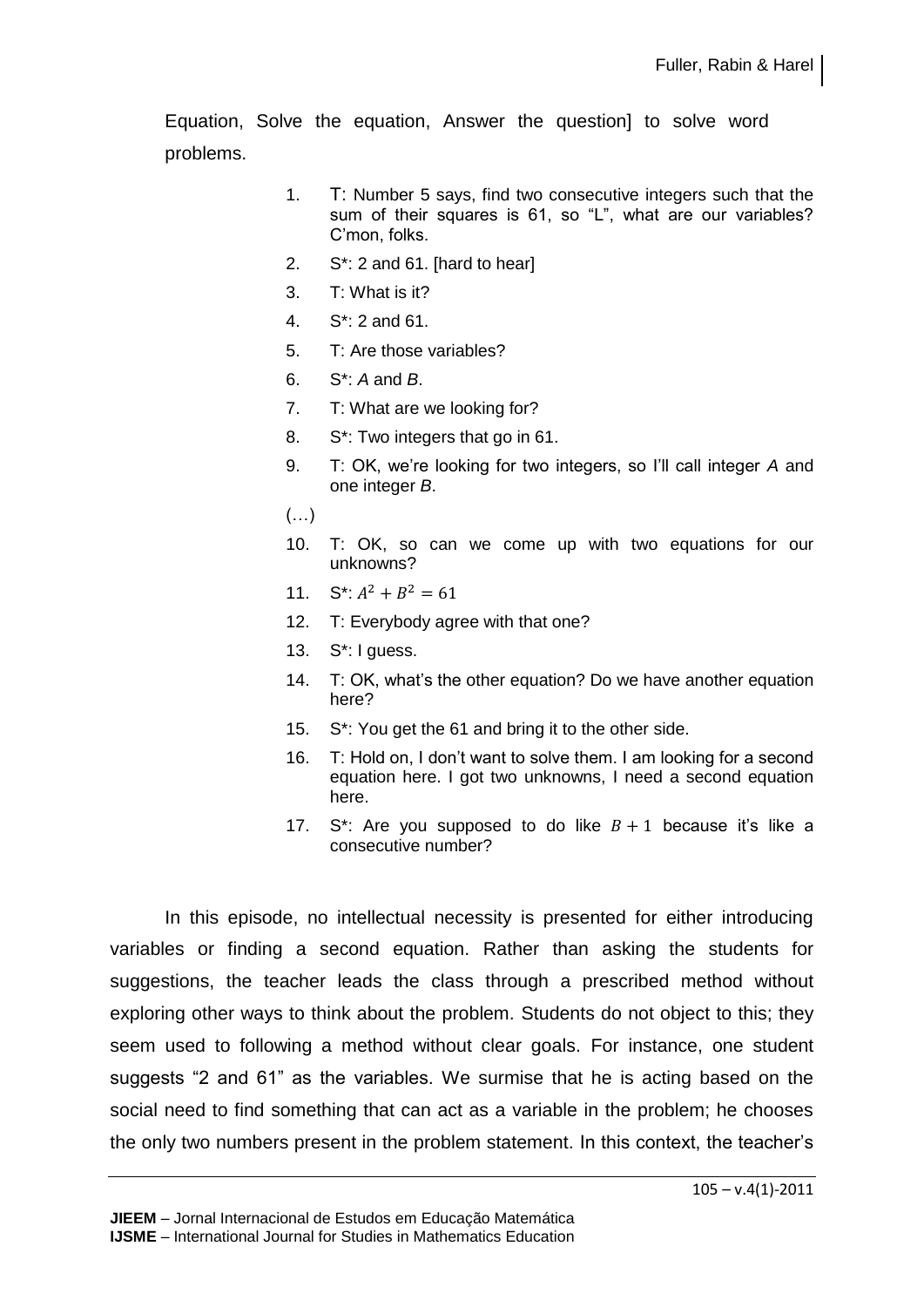Equation, Solve the equation, Answer the question] to solve word problems.

1. T: Number 5 says, find two consecutive integers such that the sum of their squares is 61, so "L", what are our variables? C'mon, folks.
2. S*: 2 and 61. [hard to hear]
3. T: What is it?
4. S*: 2 and 61.
5. T: Are those variables?
6. S*: *A* and *B*.
7. T: What are we looking for?
8. S*: Two integers that go in 61.
9. T: OK, we're looking for two integers, so I'll call integer *A* and one integer *B*.

(…)

10. T: OK, so can we come up with two equations for our unknowns?
11. S*: $A^2 + B^2 = 61$
12. T: Everybody agree with that one?
13. S*: I guess.
14. T: OK, what's the other equation? Do we have another equation here?
15. S*: You get the 61 and bring it to the other side.
16. T: Hold on, I don't want to solve them. I am looking for a second equation here. I got two unknowns, I need a second equation here.
17. S*: Are you supposed to do like $B + 1$ because it's like a consecutive number?

In this episode, no intellectual necessity is presented for either introducing variables or finding a second equation. Rather than asking the students for suggestions, the teacher leads the class through a prescribed method without exploring other ways to think about the problem. Students do not object to this; they seem used to following a method without clear goals. For instance, one student suggests "2 and 61" as the variables. We surmise that he is acting based on the social need to find something that can act as a variable in the problem; he chooses the only two numbers present in the problem statement. In this context, the teacher's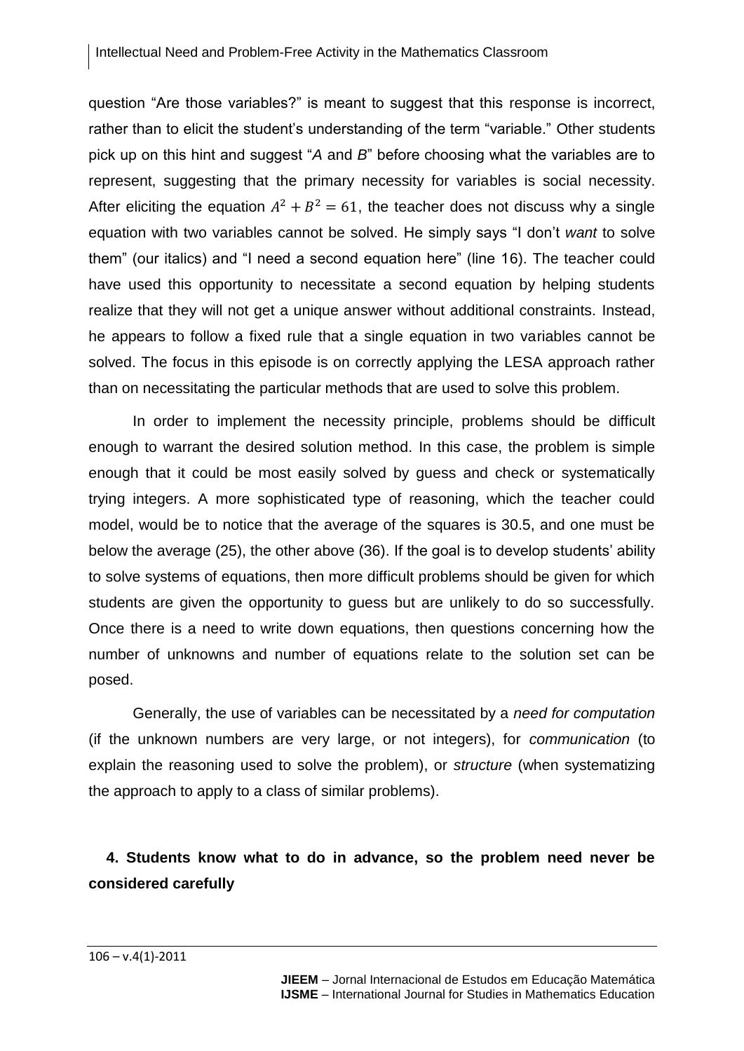question “Are those variables?” is meant to suggest that this response is incorrect, rather than to elicit the student’s understanding of the term “variable.” Other students pick up on this hint and suggest “*A* and *B*” before choosing what the variables are to represent, suggesting that the primary necessity for variables is social necessity. After eliciting the equation $A^2 + B^2 = 61$, the teacher does not discuss why a single equation with two variables cannot be solved. He simply says “I don’t *want* to solve them” (our italics) and “I need a second equation here” (line 16). The teacher could have used this opportunity to necessitate a second equation by helping students realize that they will not get a unique answer without additional constraints. Instead, he appears to follow a fixed rule that a single equation in two variables cannot be solved. The focus in this episode is on correctly applying the LESA approach rather than on necessitating the particular methods that are used to solve this problem.

In order to implement the necessity principle, problems should be difficult enough to warrant the desired solution method. In this case, the problem is simple enough that it could be most easily solved by guess and check or systematically trying integers. A more sophisticated type of reasoning, which the teacher could model, would be to notice that the average of the squares is 30.5, and one must be below the average (25), the other above (36). If the goal is to develop students’ ability to solve systems of equations, then more difficult problems should be given for which students are given the opportunity to guess but are unlikely to do so successfully. Once there is a need to write down equations, then questions concerning how the number of unknowns and number of equations relate to the solution set can be posed.

Generally, the use of variables can be necessitated by a *need for computation* (if the unknown numbers are very large, or not integers), for *communication* (to explain the reasoning used to solve the problem), or *structure* (when systematizing the approach to apply to a class of similar problems).

## 4. Students know what to do in advance, so the problem need never be considered carefully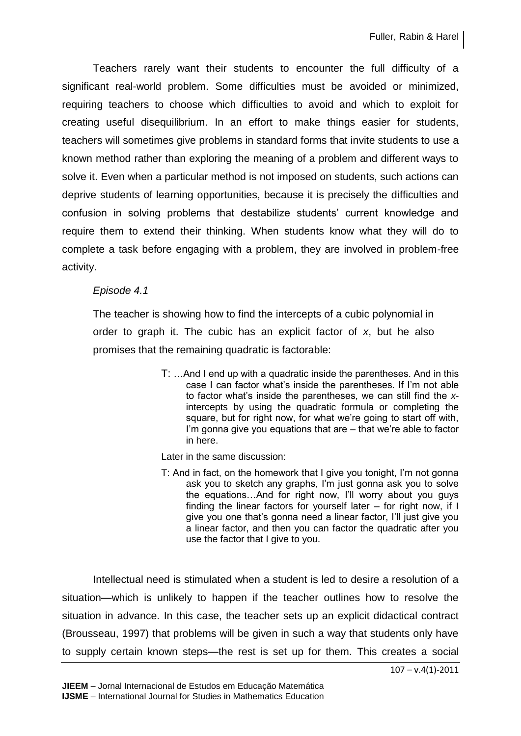Teachers rarely want their students to encounter the full difficulty of a significant real-world problem. Some difficulties must be avoided or minimized, requiring teachers to choose which difficulties to avoid and which to exploit for creating useful disequilibrium. In an effort to make things easier for students, teachers will sometimes give problems in standard forms that invite students to use a known method rather than exploring the meaning of a problem and different ways to solve it. Even when a particular method is not imposed on students, such actions can deprive students of learning opportunities, because it is precisely the difficulties and confusion in solving problems that destabilize students' current knowledge and require them to extend their thinking. When students know what they will do to complete a task before engaging with a problem, they are involved in problem-free activity.

*Episode 4.1*

> The teacher is showing how to find the intercepts of a cubic polynomial in order to graph it. The cubic has an explicit factor of $x$, but he also promises that the remaining quadratic is factorable:
>
> T: …And I end up with a quadratic inside the parentheses. And in this case I can factor what's inside the parentheses. If I'm not able to factor what's inside the parentheses, we can still find the $x$-intercepts by using the quadratic formula or completing the square, but for right now, for what we're going to start off with, I'm gonna give you equations that are – that we're able to factor in here.
>
> Later in the same discussion:
>
> T: And in fact, on the homework that I give you tonight, I'm not gonna ask you to sketch any graphs, I'm just gonna ask you to solve the equations…And for right now, I'll worry about you guys finding the linear factors for yourself later – for right now, if I give you one that's gonna need a linear factor, I'll just give you a linear factor, and then you can factor the quadratic after you use the factor that I give to you.

Intellectual need is stimulated when a student is led to desire a resolution of a situation—which is unlikely to happen if the teacher outlines how to resolve the situation in advance. In this case, the teacher sets up an explicit didactical contract (Brousseau, 1997) that problems will be given in such a way that students only have to supply certain known steps—the rest is set up for them. This creates a social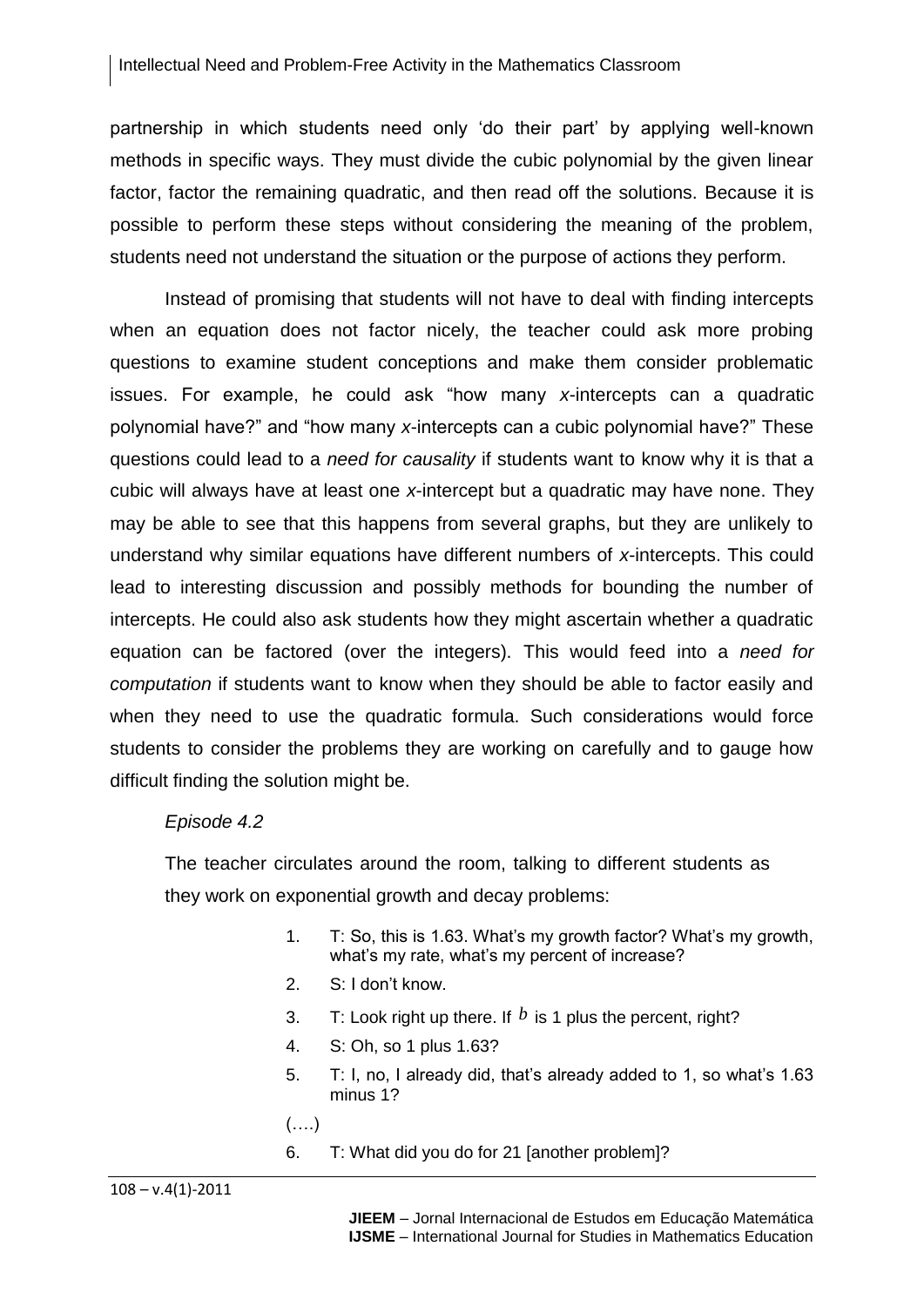partnership in which students need only 'do their part' by applying well-known methods in specific ways. They must divide the cubic polynomial by the given linear factor, factor the remaining quadratic, and then read off the solutions. Because it is possible to perform these steps without considering the meaning of the problem, students need not understand the situation or the purpose of actions they perform.

Instead of promising that students will not have to deal with finding intercepts when an equation does not factor nicely, the teacher could ask more probing questions to examine student conceptions and make them consider problematic issues. For example, he could ask "how many *x*-intercepts can a quadratic polynomial have?" and "how many *x*-intercepts can a cubic polynomial have?" These questions could lead to a *need for causality* if students want to know why it is that a cubic will always have at least one *x*-intercept but a quadratic may have none. They may be able to see that this happens from several graphs, but they are unlikely to understand why similar equations have different numbers of *x*-intercepts. This could lead to interesting discussion and possibly methods for bounding the number of intercepts. He could also ask students how they might ascertain whether a quadratic equation can be factored (over the integers). This would feed into a *need for computation* if students want to know when they should be able to factor easily and when they need to use the quadratic formula. Such considerations would force students to consider the problems they are working on carefully and to gauge how difficult finding the solution might be.

*Episode 4.2*

The teacher circulates around the room, talking to different students as they work on exponential growth and decay problems:

1. T: So, this is 1.63. What's my growth factor? What's my growth, what's my rate, what's my percent of increase?
2. S: I don't know.
3. T: Look right up there. If $b$ is 1 plus the percent, right?
4. S: Oh, so 1 plus 1.63?
5. T: I, no, I already did, that's already added to 1, so what's 1.63 minus 1?

(….)

6. T: What did you do for 21 [another problem]?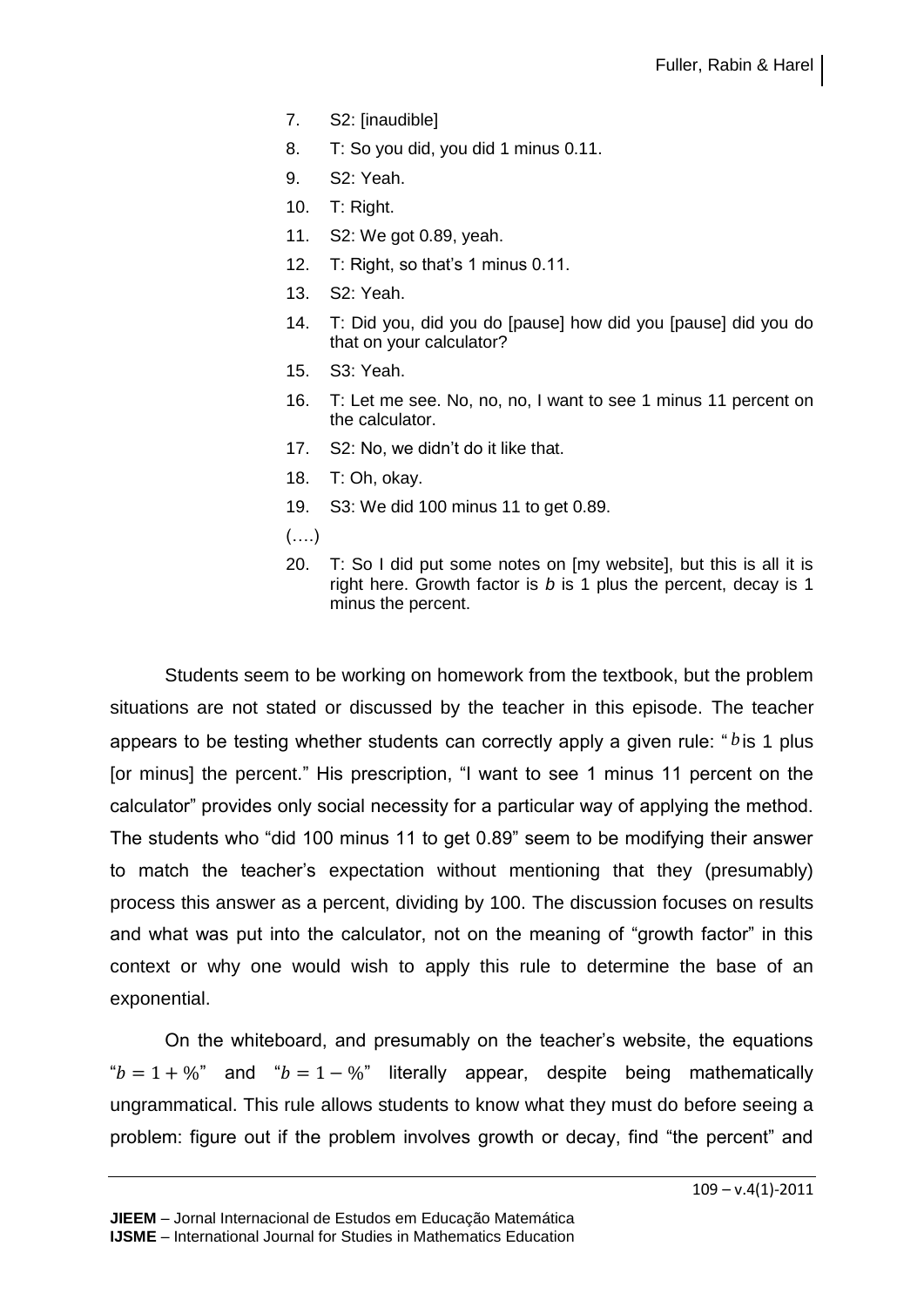7. S2: [inaudible]
8. T: So you did, you did 1 minus 0.11.
9. S2: Yeah.
10. T: Right.
11. S2: We got 0.89, yeah.
12. T: Right, so that's 1 minus 0.11.
13. S2: Yeah.
14. T: Did you, did you do [pause] how did you [pause] did you do that on your calculator?
15. S3: Yeah.
16. T: Let me see. No, no, no, I want to see 1 minus 11 percent on the calculator.
17. S2: No, we didn't do it like that.
18. T: Oh, okay.
19. S3: We did 100 minus 11 to get 0.89.

(….)

20. T: So I did put some notes on [my website], but this is all it is right here. Growth factor is *b* is 1 plus the percent, decay is 1 minus the percent.

Students seem to be working on homework from the textbook, but the problem situations are not stated or discussed by the teacher in this episode. The teacher appears to be testing whether students can correctly apply a given rule: "$b$ is 1 plus [or minus] the percent." His prescription, "I want to see 1 minus 11 percent on the calculator" provides only social necessity for a particular way of applying the method. The students who "did 100 minus 11 to get 0.89" seem to be modifying their answer to match the teacher's expectation without mentioning that they (presumably) process this answer as a percent, dividing by 100. The discussion focuses on results and what was put into the calculator, not on the meaning of "growth factor" in this context or why one would wish to apply this rule to determine the base of an exponential.

On the whiteboard, and presumably on the teacher's website, the equations "$b = 1 + \%$" and "$b = 1 - \%$" literally appear, despite being mathematically ungrammatical. This rule allows students to know what they must do before seeing a problem: figure out if the problem involves growth or decay, find "the percent" and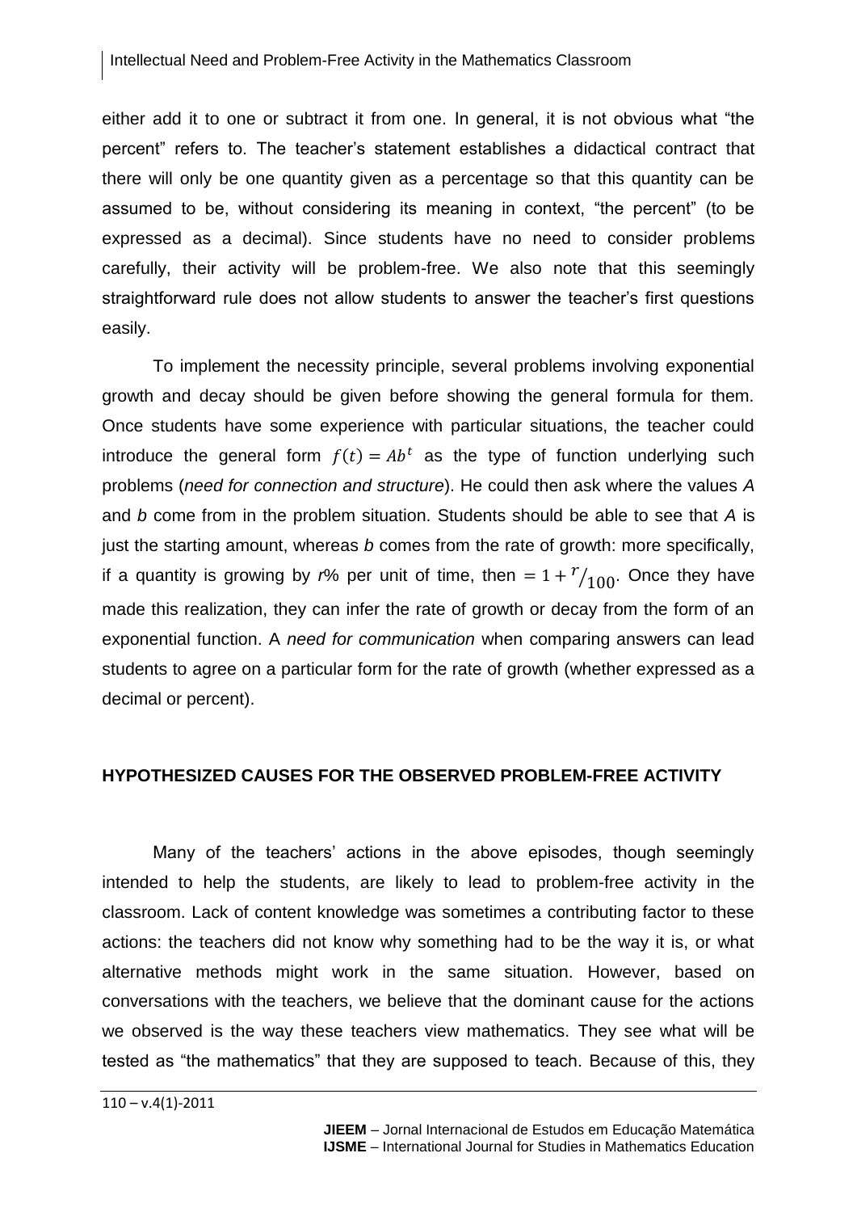either add it to one or subtract it from one. In general, it is not obvious what "the percent" refers to. The teacher's statement establishes a didactical contract that there will only be one quantity given as a percentage so that this quantity can be assumed to be, without considering its meaning in context, "the percent" (to be expressed as a decimal). Since students have no need to consider problems carefully, their activity will be problem-free. We also note that this seemingly straightforward rule does not allow students to answer the teacher's first questions easily.

To implement the necessity principle, several problems involving exponential growth and decay should be given before showing the general formula for them. Once students have some experience with particular situations, the teacher could introduce the general form $f(t) = Ab^t$ as the type of function underlying such problems (*need for connection and structure*). He could then ask where the values *A* and *b* come from in the problem situation. Students should be able to see that *A* is just the starting amount, whereas *b* comes from the rate of growth: more specifically, if a quantity is growing by *r*% per unit of time, then $= 1 + {}^{r}\!/_{100}$. Once they have made this realization, they can infer the rate of growth or decay from the form of an exponential function. A *need for communication* when comparing answers can lead students to agree on a particular form for the rate of growth (whether expressed as a decimal or percent).

## HYPOTHESIZED CAUSES FOR THE OBSERVED PROBLEM-FREE ACTIVITY

Many of the teachers' actions in the above episodes, though seemingly intended to help the students, are likely to lead to problem-free activity in the classroom. Lack of content knowledge was sometimes a contributing factor to these actions: the teachers did not know why something had to be the way it is, or what alternative methods might work in the same situation. However, based on conversations with the teachers, we believe that the dominant cause for the actions we observed is the way these teachers view mathematics. They see what will be tested as "the mathematics" that they are supposed to teach. Because of this, they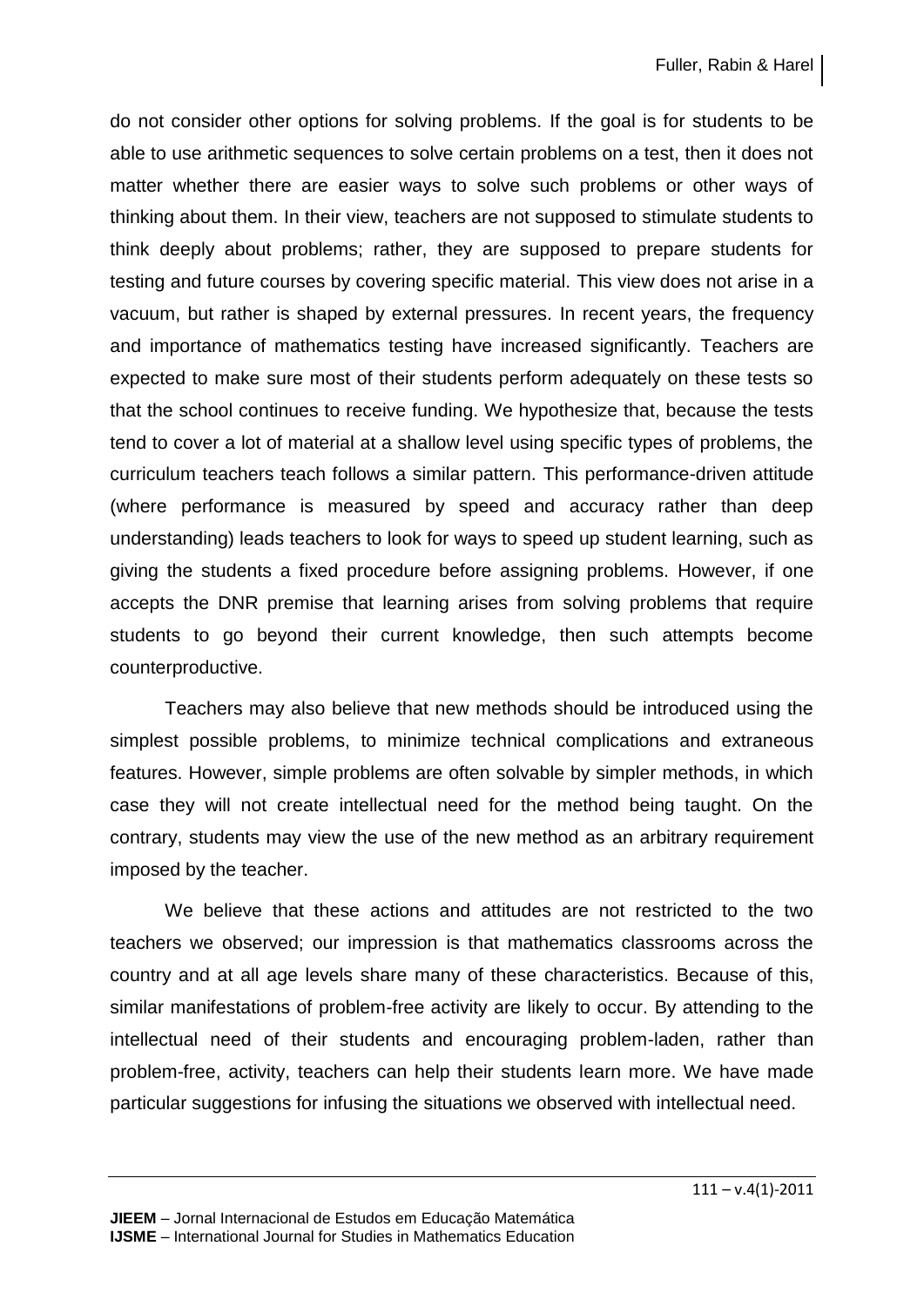do not consider other options for solving problems. If the goal is for students to be able to use arithmetic sequences to solve certain problems on a test, then it does not matter whether there are easier ways to solve such problems or other ways of thinking about them. In their view, teachers are not supposed to stimulate students to think deeply about problems; rather, they are supposed to prepare students for testing and future courses by covering specific material. This view does not arise in a vacuum, but rather is shaped by external pressures. In recent years, the frequency and importance of mathematics testing have increased significantly. Teachers are expected to make sure most of their students perform adequately on these tests so that the school continues to receive funding. We hypothesize that, because the tests tend to cover a lot of material at a shallow level using specific types of problems, the curriculum teachers teach follows a similar pattern. This performance-driven attitude (where performance is measured by speed and accuracy rather than deep understanding) leads teachers to look for ways to speed up student learning, such as giving the students a fixed procedure before assigning problems. However, if one accepts the DNR premise that learning arises from solving problems that require students to go beyond their current knowledge, then such attempts become counterproductive.

Teachers may also believe that new methods should be introduced using the simplest possible problems, to minimize technical complications and extraneous features. However, simple problems are often solvable by simpler methods, in which case they will not create intellectual need for the method being taught. On the contrary, students may view the use of the new method as an arbitrary requirement imposed by the teacher.

We believe that these actions and attitudes are not restricted to the two teachers we observed; our impression is that mathematics classrooms across the country and at all age levels share many of these characteristics. Because of this, similar manifestations of problem-free activity are likely to occur. By attending to the intellectual need of their students and encouraging problem-laden, rather than problem-free, activity, teachers can help their students learn more. We have made particular suggestions for infusing the situations we observed with intellectual need.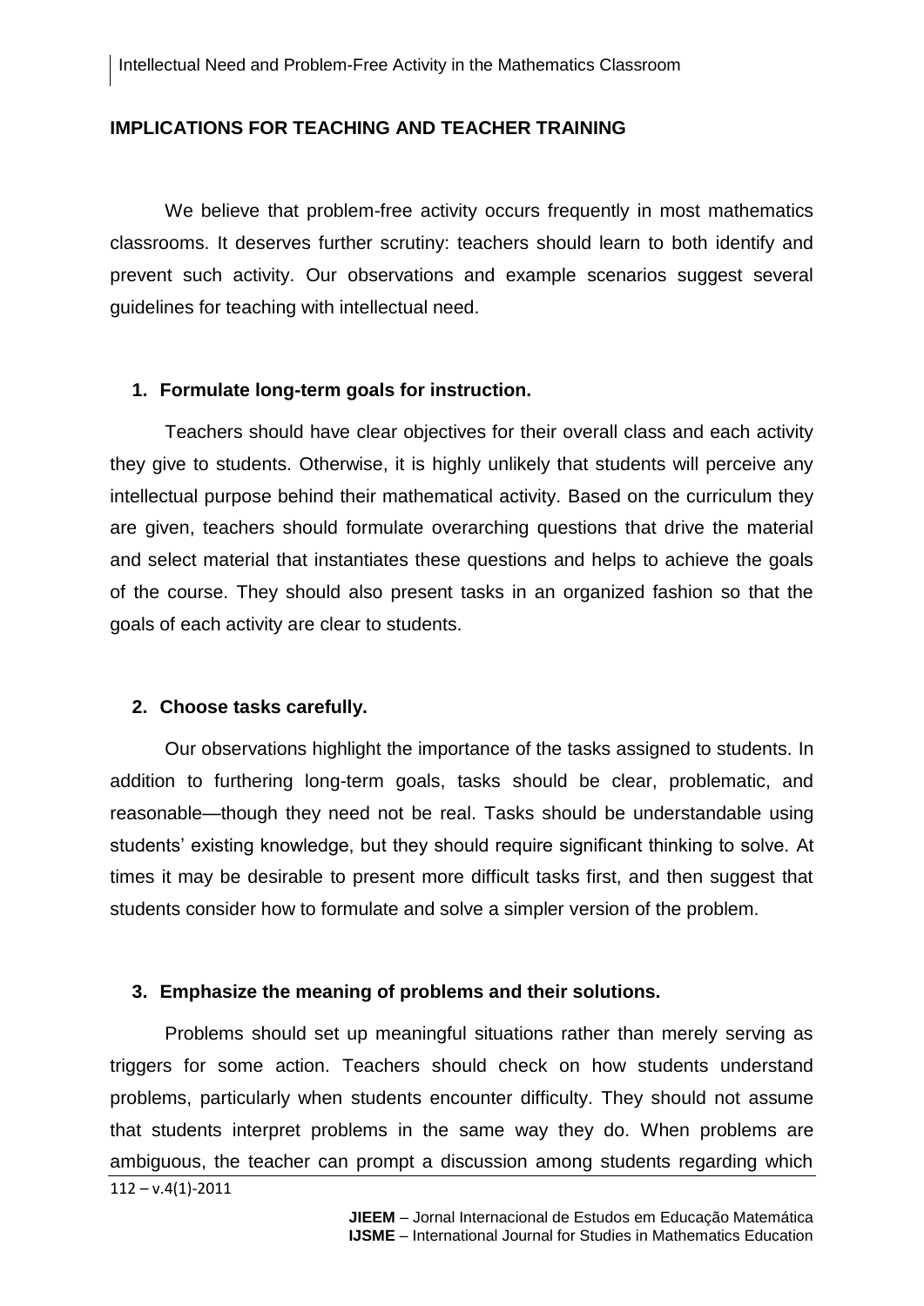## IMPLICATIONS FOR TEACHING AND TEACHER TRAINING

We believe that problem-free activity occurs frequently in most mathematics classrooms. It deserves further scrutiny: teachers should learn to both identify and prevent such activity. Our observations and example scenarios suggest several guidelines for teaching with intellectual need.

### 1. Formulate long-term goals for instruction.

Teachers should have clear objectives for their overall class and each activity they give to students. Otherwise, it is highly unlikely that students will perceive any intellectual purpose behind their mathematical activity. Based on the curriculum they are given, teachers should formulate overarching questions that drive the material and select material that instantiates these questions and helps to achieve the goals of the course. They should also present tasks in an organized fashion so that the goals of each activity are clear to students.

### 2. Choose tasks carefully.

Our observations highlight the importance of the tasks assigned to students. In addition to furthering long-term goals, tasks should be clear, problematic, and reasonable—though they need not be real. Tasks should be understandable using students' existing knowledge, but they should require significant thinking to solve. At times it may be desirable to present more difficult tasks first, and then suggest that students consider how to formulate and solve a simpler version of the problem.

### 3. Emphasize the meaning of problems and their solutions.

Problems should set up meaningful situations rather than merely serving as triggers for some action. Teachers should check on how students understand problems, particularly when students encounter difficulty. They should not assume that students interpret problems in the same way they do. When problems are ambiguous, the teacher can prompt a discussion among students regarding which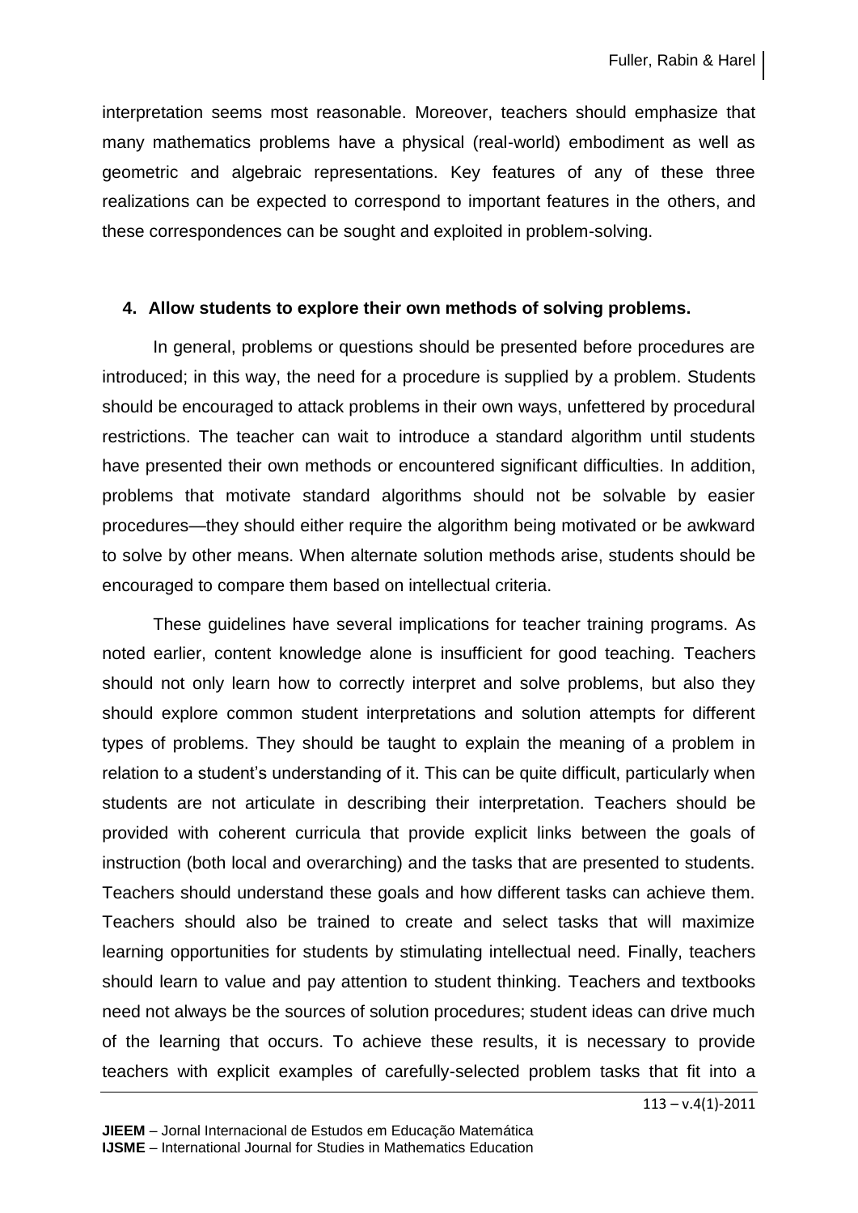interpretation seems most reasonable. Moreover, teachers should emphasize that many mathematics problems have a physical (real-world) embodiment as well as geometric and algebraic representations. Key features of any of these three realizations can be expected to correspond to important features in the others, and these correspondences can be sought and exploited in problem-solving.

**4. Allow students to explore their own methods of solving problems.**

In general, problems or questions should be presented before procedures are introduced; in this way, the need for a procedure is supplied by a problem. Students should be encouraged to attack problems in their own ways, unfettered by procedural restrictions. The teacher can wait to introduce a standard algorithm until students have presented their own methods or encountered significant difficulties. In addition, problems that motivate standard algorithms should not be solvable by easier procedures—they should either require the algorithm being motivated or be awkward to solve by other means. When alternate solution methods arise, students should be encouraged to compare them based on intellectual criteria.

These guidelines have several implications for teacher training programs. As noted earlier, content knowledge alone is insufficient for good teaching. Teachers should not only learn how to correctly interpret and solve problems, but also they should explore common student interpretations and solution attempts for different types of problems. They should be taught to explain the meaning of a problem in relation to a student's understanding of it. This can be quite difficult, particularly when students are not articulate in describing their interpretation. Teachers should be provided with coherent curricula that provide explicit links between the goals of instruction (both local and overarching) and the tasks that are presented to students. Teachers should understand these goals and how different tasks can achieve them. Teachers should also be trained to create and select tasks that will maximize learning opportunities for students by stimulating intellectual need. Finally, teachers should learn to value and pay attention to student thinking. Teachers and textbooks need not always be the sources of solution procedures; student ideas can drive much of the learning that occurs. To achieve these results, it is necessary to provide teachers with explicit examples of carefully-selected problem tasks that fit into a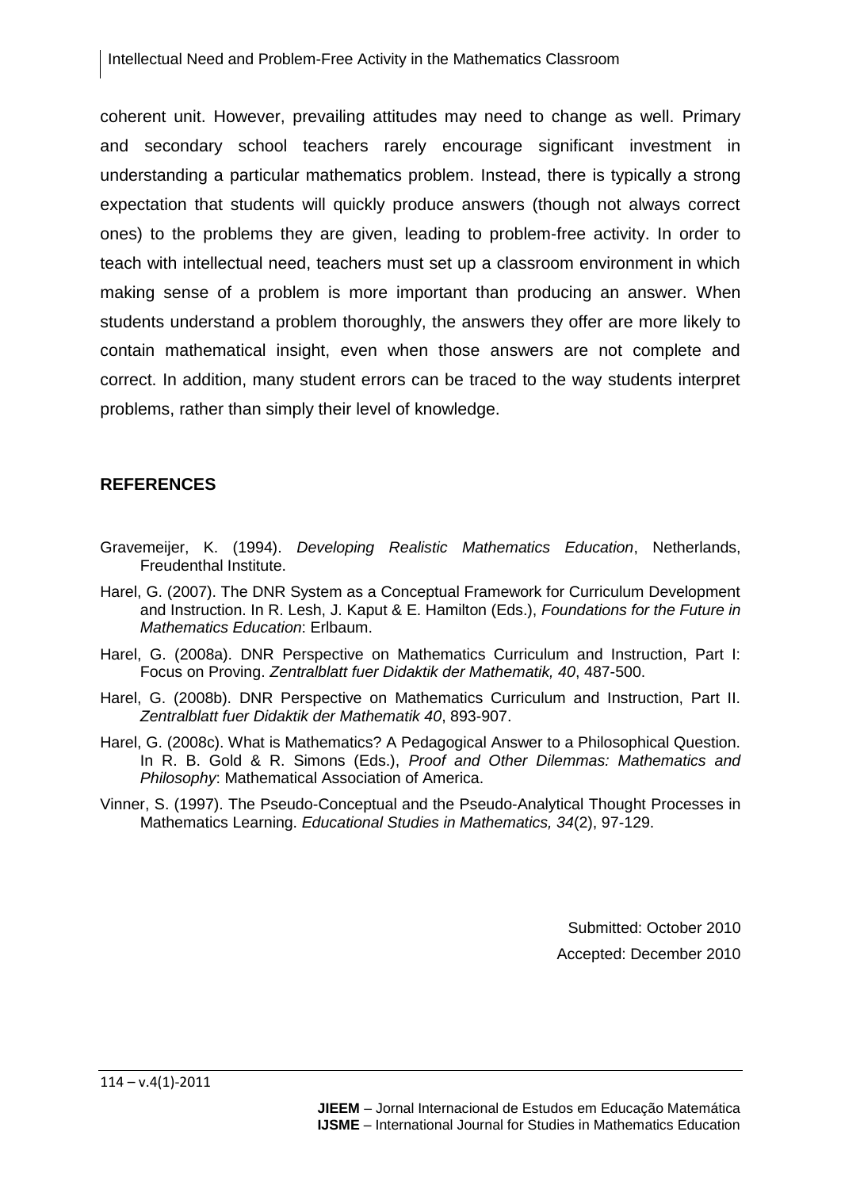coherent unit. However, prevailing attitudes may need to change as well. Primary and secondary school teachers rarely encourage significant investment in understanding a particular mathematics problem. Instead, there is typically a strong expectation that students will quickly produce answers (though not always correct ones) to the problems they are given, leading to problem-free activity. In order to teach with intellectual need, teachers must set up a classroom environment in which making sense of a problem is more important than producing an answer. When students understand a problem thoroughly, the answers they offer are more likely to contain mathematical insight, even when those answers are not complete and correct. In addition, many student errors can be traced to the way students interpret problems, rather than simply their level of knowledge.

## REFERENCES

Gravemeijer, K. (1994). *Developing Realistic Mathematics Education*, Netherlands, Freudenthal Institute.

Harel, G. (2007). The DNR System as a Conceptual Framework for Curriculum Development and Instruction. In R. Lesh, J. Kaput & E. Hamilton (Eds.), *Foundations for the Future in Mathematics Education*: Erlbaum.

Harel, G. (2008a). DNR Perspective on Mathematics Curriculum and Instruction, Part I: Focus on Proving. *Zentralblatt fuer Didaktik der Mathematik, 40*, 487-500.

Harel, G. (2008b). DNR Perspective on Mathematics Curriculum and Instruction, Part II. *Zentralblatt fuer Didaktik der Mathematik 40*, 893-907.

Harel, G. (2008c). What is Mathematics? A Pedagogical Answer to a Philosophical Question. In R. B. Gold & R. Simons (Eds.), *Proof and Other Dilemmas: Mathematics and Philosophy*: Mathematical Association of America.

Vinner, S. (1997). The Pseudo-Conceptual and the Pseudo-Analytical Thought Processes in Mathematics Learning. *Educational Studies in Mathematics, 34*(2), 97-129.

Submitted: October 2010

Accepted: December 2010